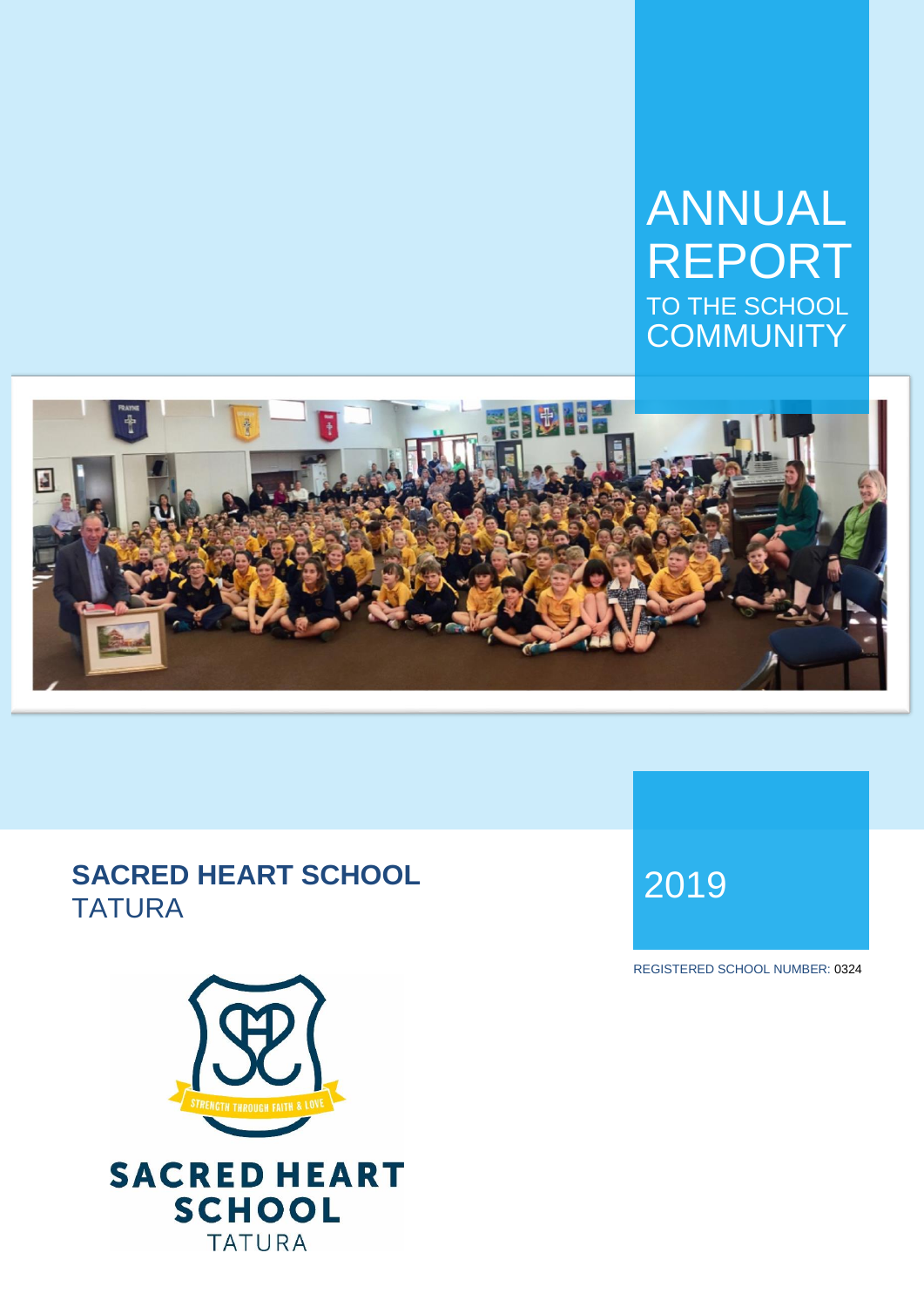# ANNUAL REPORT

TO THE SCHOOL COMMUNITY

## SACRED HEART SCHOOL
TATURA

2019

REGISTERED SCHOOL NUMBER: 0324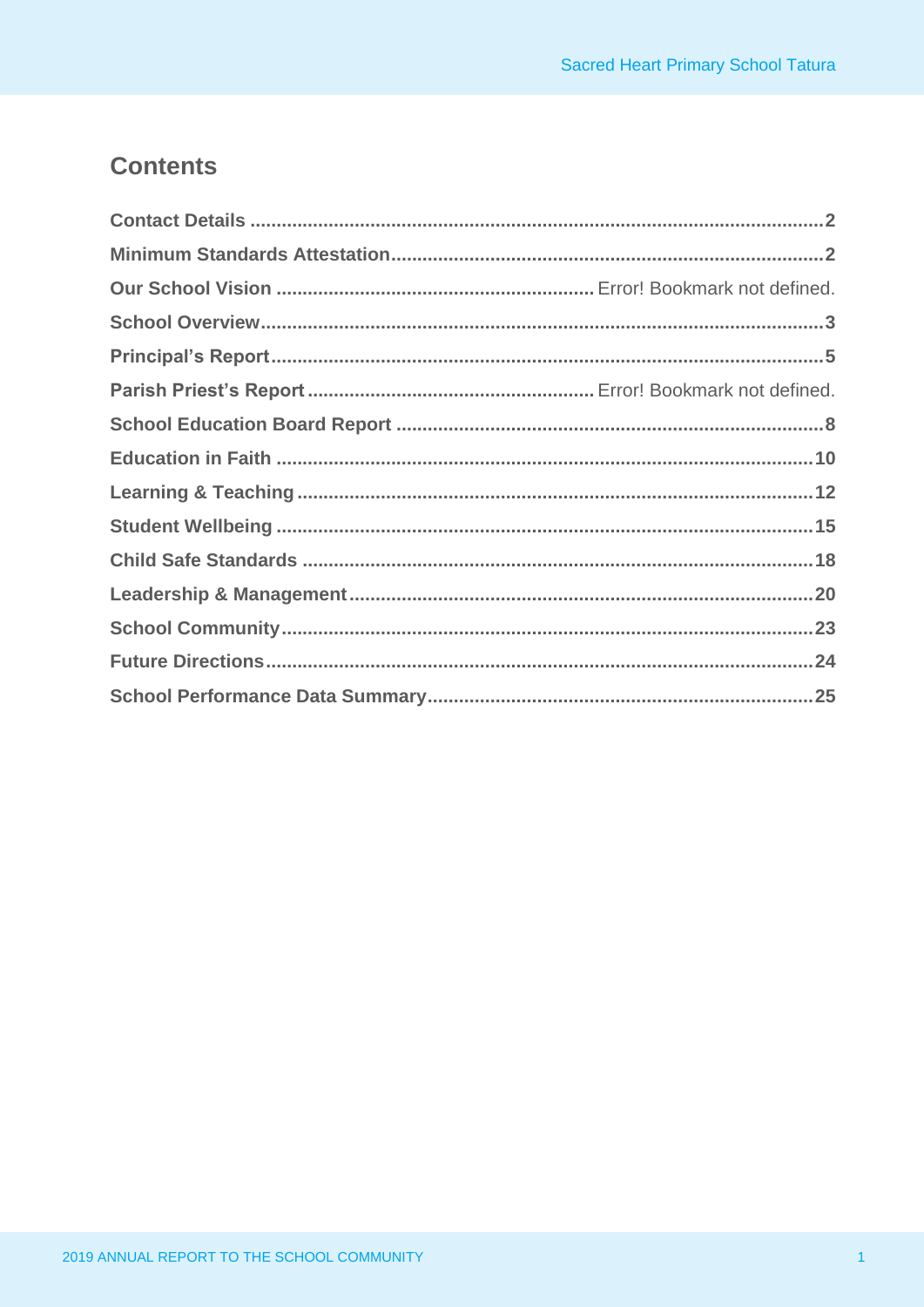## Contents

| | |
|---|---|
| Contact Details | 2 |
| Minimum Standards Attestation | 2 |
| Our School Vision | Error! Bookmark not defined. |
| School Overview | 3 |
| Principal's Report | 5 |
| Parish Priest's Report | Error! Bookmark not defined. |
| School Education Board Report | 8 |
| Education in Faith | 10 |
| Learning & Teaching | 12 |
| Student Wellbeing | 15 |
| Child Safe Standards | 18 |
| Leadership & Management | 20 |
| School Community | 23 |
| Future Directions | 24 |
| School Performance Data Summary | 25 |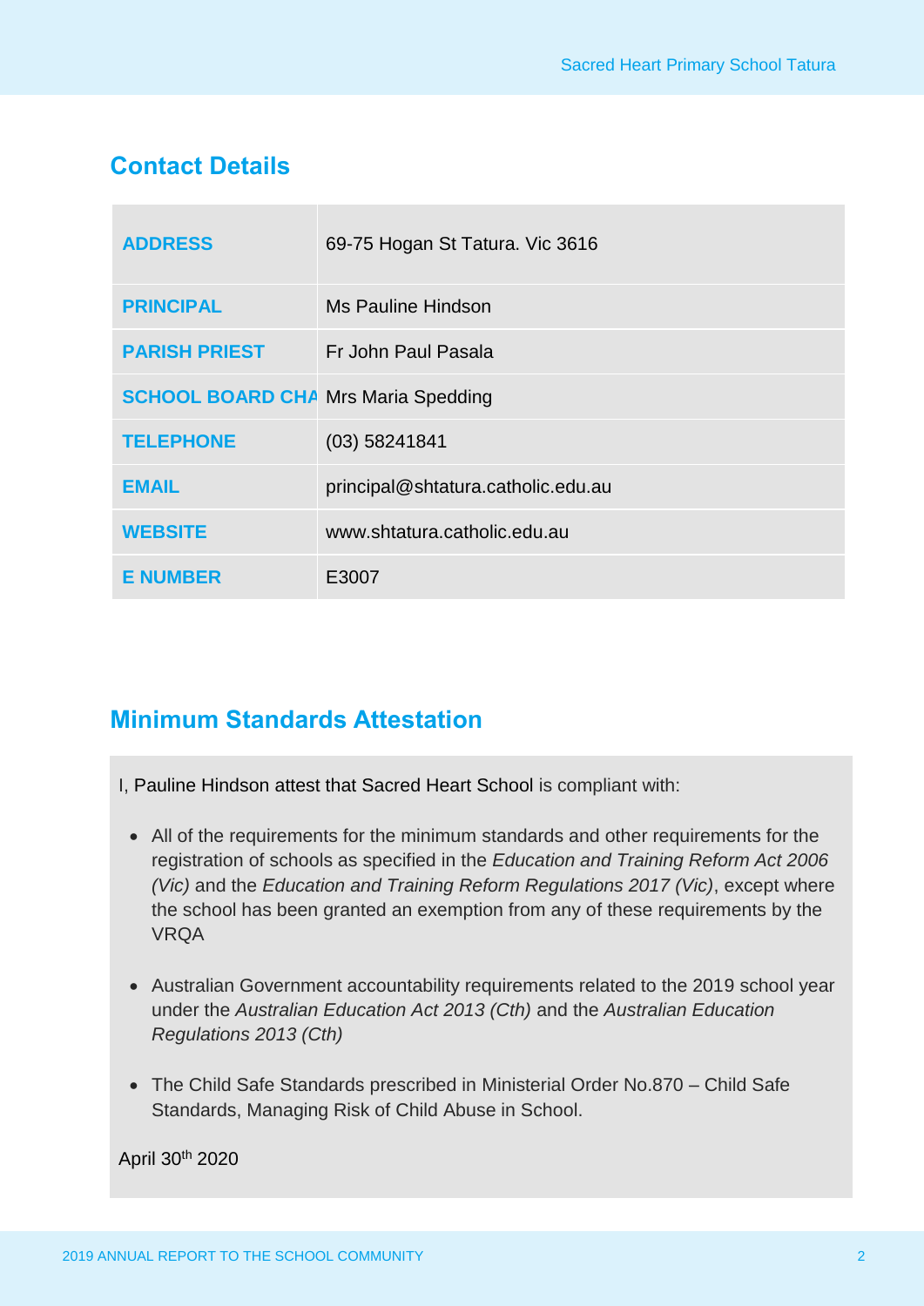## Contact Details

| | |
|---|---|
| **ADDRESS** | 69-75 Hogan St Tatura. Vic 3616 |
| **PRINCIPAL** | Ms Pauline Hindson |
| **PARISH PRIEST** | Fr John Paul Pasala |
| **SCHOOL BOARD CHA** | Mrs Maria Spedding |
| **TELEPHONE** | (03) 58241841 |
| **EMAIL** | principal@shtatura.catholic.edu.au |
| **WEBSITE** | www.shtatura.catholic.edu.au |
| **E NUMBER** | E3007 |

## Minimum Standards Attestation

I, Pauline Hindson attest that Sacred Heart School is compliant with:

- All of the requirements for the minimum standards and other requirements for the registration of schools as specified in the *Education and Training Reform Act 2006 (Vic)* and the *Education and Training Reform Regulations 2017 (Vic)*, except where the school has been granted an exemption from any of these requirements by the VRQA
- Australian Government accountability requirements related to the 2019 school year under the *Australian Education Act 2013 (Cth)* and the *Australian Education Regulations 2013 (Cth)*
- The Child Safe Standards prescribed in Ministerial Order No.870 – Child Safe Standards, Managing Risk of Child Abuse in School.

April 30th 2020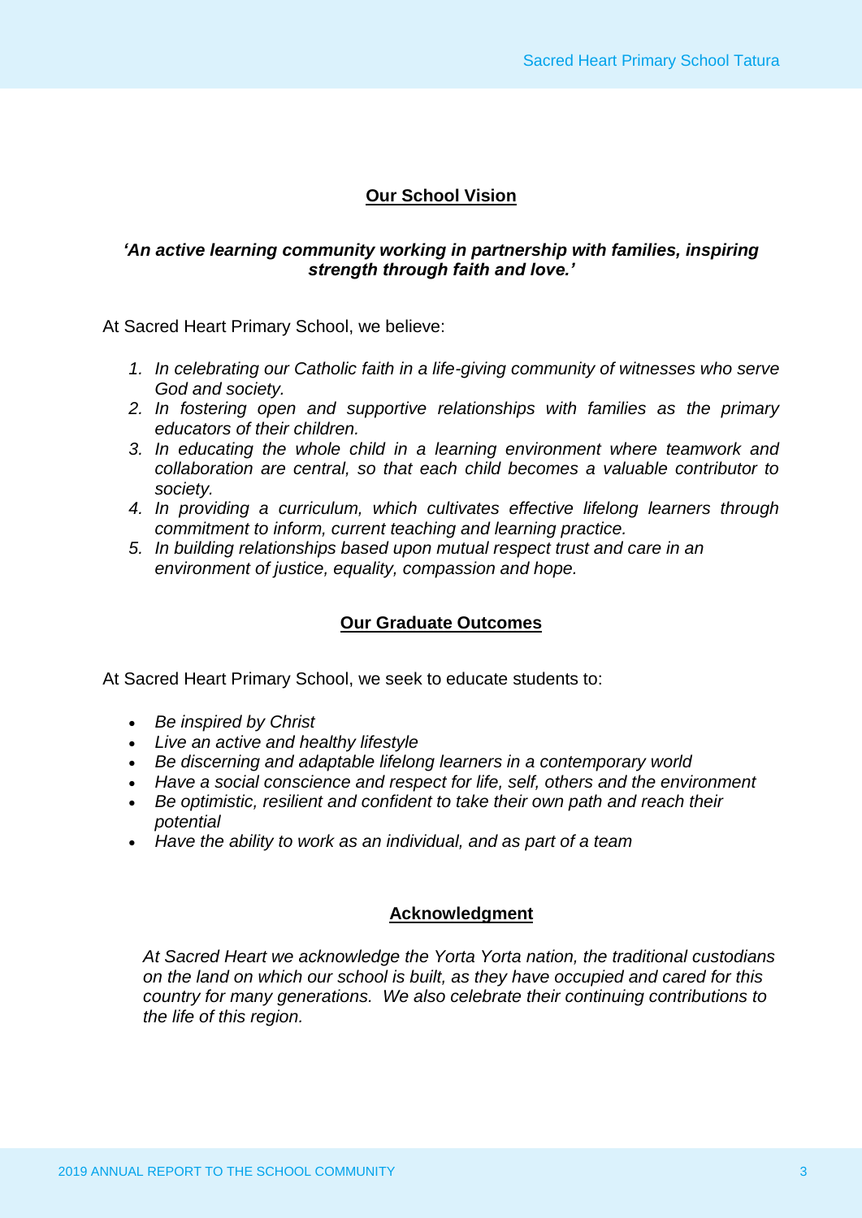## Our School Vision

***'An active learning community working in partnership with families, inspiring strength through faith and love.'***

At Sacred Heart Primary School, we believe:

1. *In celebrating our Catholic faith in a life-giving community of witnesses who serve God and society.*
2. *In fostering open and supportive relationships with families as the primary educators of their children.*
3. *In educating the whole child in a learning environment where teamwork and collaboration are central, so that each child becomes a valuable contributor to society.*
4. *In providing a curriculum, which cultivates effective lifelong learners through commitment to inform, current teaching and learning practice.*
5. *In building relationships based upon mutual respect trust and care in an environment of justice, equality, compassion and hope.*

## Our Graduate Outcomes

At Sacred Heart Primary School, we seek to educate students to:

- *Be inspired by Christ*
- *Live an active and healthy lifestyle*
- *Be discerning and adaptable lifelong learners in a contemporary world*
- *Have a social conscience and respect for life, self, others and the environment*
- *Be optimistic, resilient and confident to take their own path and reach their potential*
- *Have the ability to work as an individual, and as part of a team*

## Acknowledgment

*At Sacred Heart we acknowledge the Yorta Yorta nation, the traditional custodians on the land on which our school is built, as they have occupied and cared for this country for many generations. We also celebrate their continuing contributions to the life of this region.*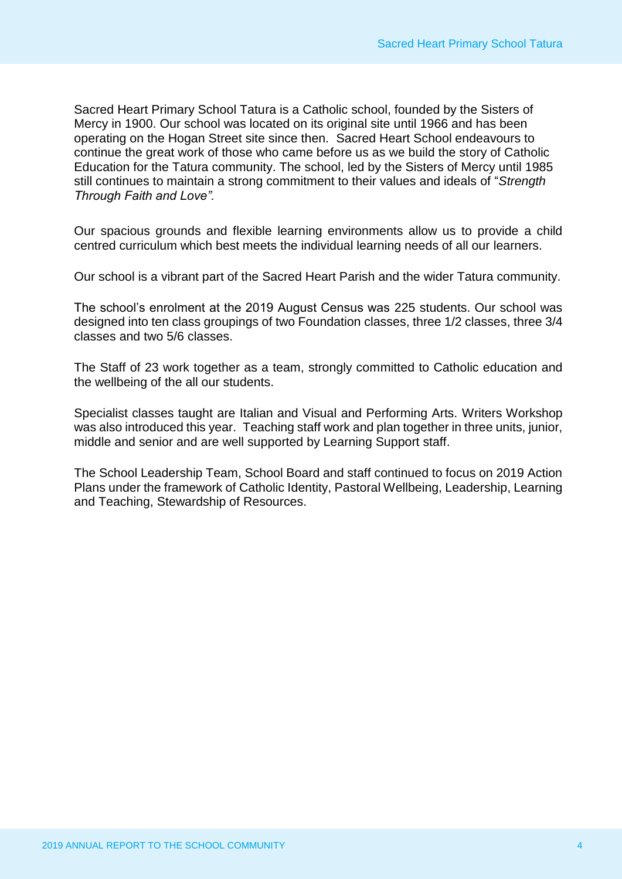Sacred Heart Primary School Tatura is a Catholic school, founded by the Sisters of Mercy in 1900. Our school was located on its original site until 1966 and has been operating on the Hogan Street site since then. Sacred Heart School endeavours to continue the great work of those who came before us as we build the story of Catholic Education for the Tatura community. The school, led by the Sisters of Mercy until 1985 still continues to maintain a strong commitment to their values and ideals of "*Strength Through Faith and Love".*

Our spacious grounds and flexible learning environments allow us to provide a child centred curriculum which best meets the individual learning needs of all our learners.

Our school is a vibrant part of the Sacred Heart Parish and the wider Tatura community.

The school's enrolment at the 2019 August Census was 225 students. Our school was designed into ten class groupings of two Foundation classes, three 1/2 classes, three 3/4 classes and two 5/6 classes.

The Staff of 23 work together as a team, strongly committed to Catholic education and the wellbeing of the all our students.

Specialist classes taught are Italian and Visual and Performing Arts. Writers Workshop was also introduced this year. Teaching staff work and plan together in three units, junior, middle and senior and are well supported by Learning Support staff.

The School Leadership Team, School Board and staff continued to focus on 2019 Action Plans under the framework of Catholic Identity, Pastoral Wellbeing, Leadership, Learning and Teaching, Stewardship of Resources.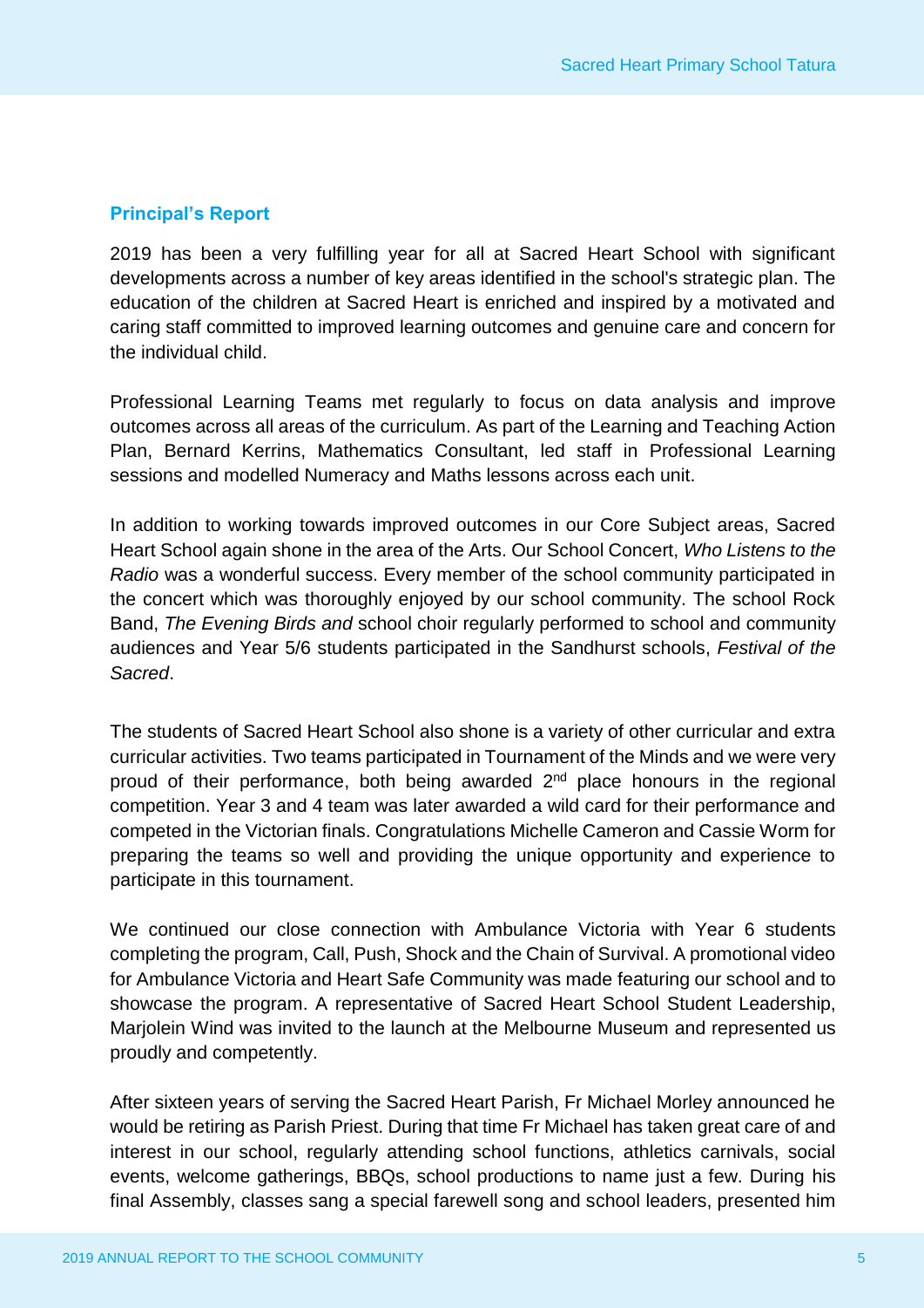## Principal's Report

2019 has been a very fulfilling year for all at Sacred Heart School with significant developments across a number of key areas identified in the school's strategic plan. The education of the children at Sacred Heart is enriched and inspired by a motivated and caring staff committed to improved learning outcomes and genuine care and concern for the individual child.

Professional Learning Teams met regularly to focus on data analysis and improve outcomes across all areas of the curriculum. As part of the Learning and Teaching Action Plan, Bernard Kerrins, Mathematics Consultant, led staff in Professional Learning sessions and modelled Numeracy and Maths lessons across each unit.

In addition to working towards improved outcomes in our Core Subject areas, Sacred Heart School again shone in the area of the Arts. Our School Concert, *Who Listens to the Radio* was a wonderful success. Every member of the school community participated in the concert which was thoroughly enjoyed by our school community. The school Rock Band, *The Evening Birds and* school choir regularly performed to school and community audiences and Year 5/6 students participated in the Sandhurst schools, *Festival of the Sacred*.

The students of Sacred Heart School also shone is a variety of other curricular and extra curricular activities. Two teams participated in Tournament of the Minds and we were very proud of their performance, both being awarded 2nd place honours in the regional competition. Year 3 and 4 team was later awarded a wild card for their performance and competed in the Victorian finals. Congratulations Michelle Cameron and Cassie Worm for preparing the teams so well and providing the unique opportunity and experience to participate in this tournament.

We continued our close connection with Ambulance Victoria with Year 6 students completing the program, Call, Push, Shock and the Chain of Survival. A promotional video for Ambulance Victoria and Heart Safe Community was made featuring our school and to showcase the program. A representative of Sacred Heart School Student Leadership, Marjolein Wind was invited to the launch at the Melbourne Museum and represented us proudly and competently.

After sixteen years of serving the Sacred Heart Parish, Fr Michael Morley announced he would be retiring as Parish Priest. During that time Fr Michael has taken great care of and interest in our school, regularly attending school functions, athletics carnivals, social events, welcome gatherings, BBQs, school productions to name just a few. During his final Assembly, classes sang a special farewell song and school leaders, presented him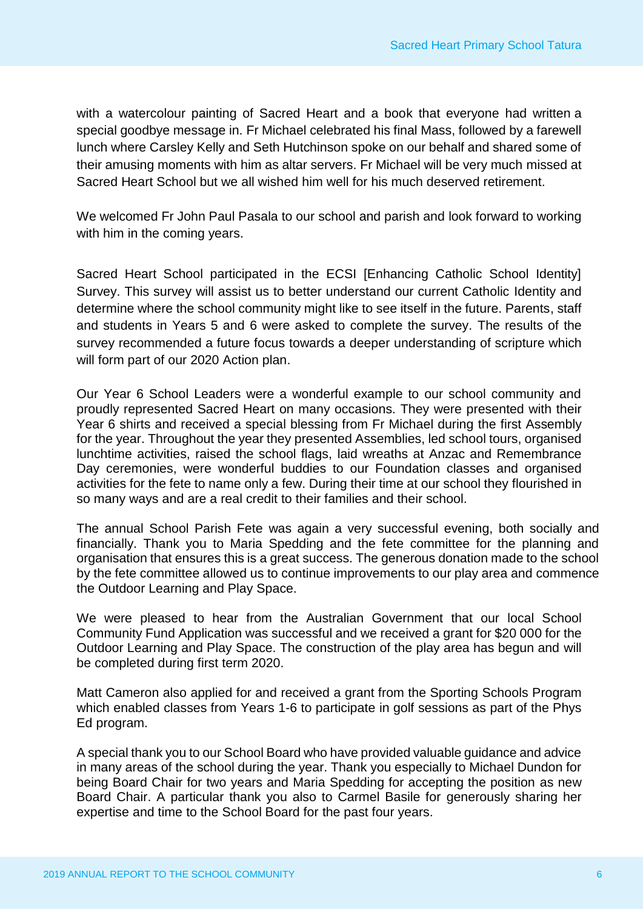with a watercolour painting of Sacred Heart and a book that everyone had written a special goodbye message in. Fr Michael celebrated his final Mass, followed by a farewell lunch where Carsley Kelly and Seth Hutchinson spoke on our behalf and shared some of their amusing moments with him as altar servers. Fr Michael will be very much missed at Sacred Heart School but we all wished him well for his much deserved retirement.

We welcomed Fr John Paul Pasala to our school and parish and look forward to working with him in the coming years.

Sacred Heart School participated in the ECSI [Enhancing Catholic School Identity] Survey. This survey will assist us to better understand our current Catholic Identity and determine where the school community might like to see itself in the future. Parents, staff and students in Years 5 and 6 were asked to complete the survey. The results of the survey recommended a future focus towards a deeper understanding of scripture which will form part of our 2020 Action plan.

Our Year 6 School Leaders were a wonderful example to our school community and proudly represented Sacred Heart on many occasions. They were presented with their Year 6 shirts and received a special blessing from Fr Michael during the first Assembly for the year. Throughout the year they presented Assemblies, led school tours, organised lunchtime activities, raised the school flags, laid wreaths at Anzac and Remembrance Day ceremonies, were wonderful buddies to our Foundation classes and organised activities for the fete to name only a few. During their time at our school they flourished in so many ways and are a real credit to their families and their school.

The annual School Parish Fete was again a very successful evening, both socially and financially. Thank you to Maria Spedding and the fete committee for the planning and organisation that ensures this is a great success. The generous donation made to the school by the fete committee allowed us to continue improvements to our play area and commence the Outdoor Learning and Play Space.

We were pleased to hear from the Australian Government that our local School Community Fund Application was successful and we received a grant for $20 000 for the Outdoor Learning and Play Space. The construction of the play area has begun and will be completed during first term 2020.

Matt Cameron also applied for and received a grant from the Sporting Schools Program which enabled classes from Years 1-6 to participate in golf sessions as part of the Phys Ed program.

A special thank you to our School Board who have provided valuable guidance and advice in many areas of the school during the year. Thank you especially to Michael Dundon for being Board Chair for two years and Maria Spedding for accepting the position as new Board Chair. A particular thank you also to Carmel Basile for generously sharing her expertise and time to the School Board for the past four years.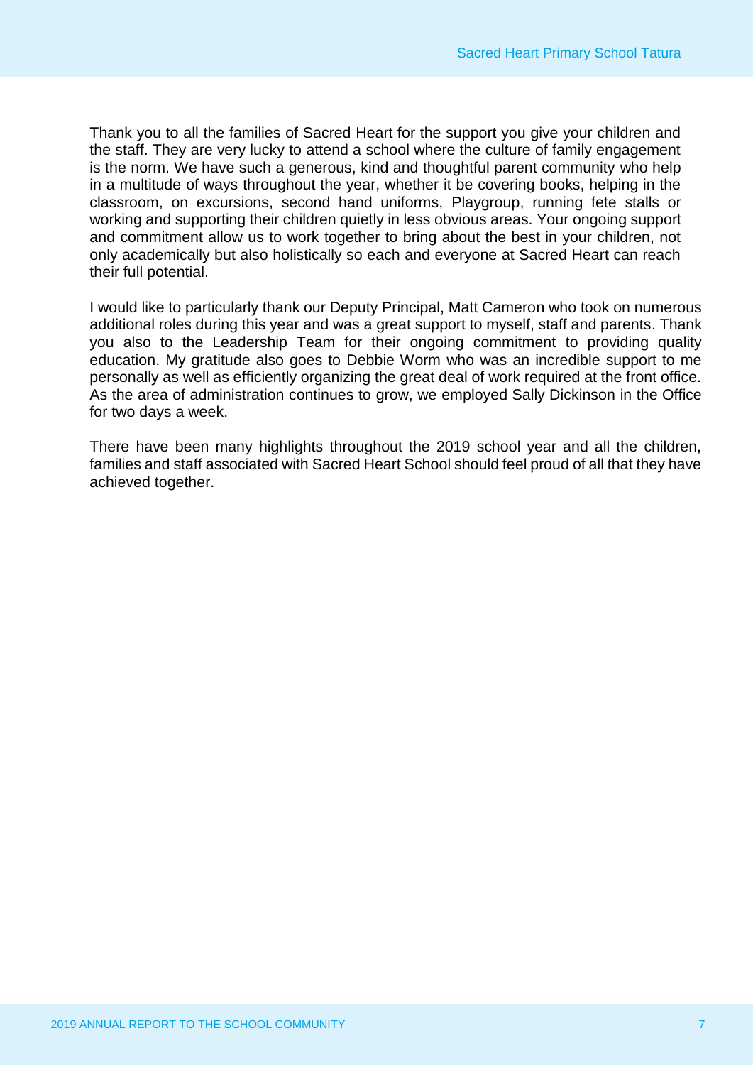Thank you to all the families of Sacred Heart for the support you give your children and the staff. They are very lucky to attend a school where the culture of family engagement is the norm. We have such a generous, kind and thoughtful parent community who help in a multitude of ways throughout the year, whether it be covering books, helping in the classroom, on excursions, second hand uniforms, Playgroup, running fete stalls or working and supporting their children quietly in less obvious areas. Your ongoing support and commitment allow us to work together to bring about the best in your children, not only academically but also holistically so each and everyone at Sacred Heart can reach their full potential.

I would like to particularly thank our Deputy Principal, Matt Cameron who took on numerous additional roles during this year and was a great support to myself, staff and parents. Thank you also to the Leadership Team for their ongoing commitment to providing quality education. My gratitude also goes to Debbie Worm who was an incredible support to me personally as well as efficiently organizing the great deal of work required at the front office. As the area of administration continues to grow, we employed Sally Dickinson in the Office for two days a week.

There have been many highlights throughout the 2019 school year and all the children, families and staff associated with Sacred Heart School should feel proud of all that they have achieved together.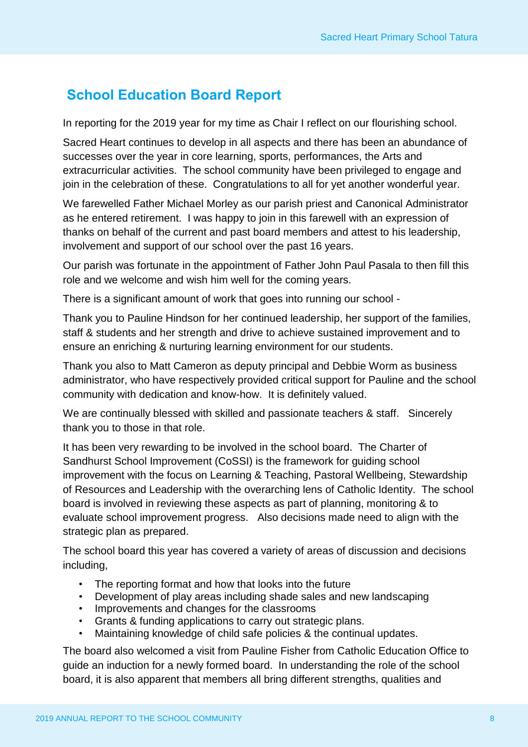## School Education Board Report

In reporting for the 2019 year for my time as Chair I reflect on our flourishing school.

Sacred Heart continues to develop in all aspects and there has been an abundance of successes over the year in core learning, sports, performances, the Arts and extracurricular activities. The school community have been privileged to engage and join in the celebration of these. Congratulations to all for yet another wonderful year.

We farewelled Father Michael Morley as our parish priest and Canonical Administrator as he entered retirement. I was happy to join in this farewell with an expression of thanks on behalf of the current and past board members and attest to his leadership, involvement and support of our school over the past 16 years.

Our parish was fortunate in the appointment of Father John Paul Pasala to then fill this role and we welcome and wish him well for the coming years.

There is a significant amount of work that goes into running our school -

Thank you to Pauline Hindson for her continued leadership, her support of the families, staff & students and her strength and drive to achieve sustained improvement and to ensure an enriching & nurturing learning environment for our students.

Thank you also to Matt Cameron as deputy principal and Debbie Worm as business administrator, who have respectively provided critical support for Pauline and the school community with dedication and know-how. It is definitely valued.

We are continually blessed with skilled and passionate teachers & staff. Sincerely thank you to those in that role.

It has been very rewarding to be involved in the school board. The Charter of Sandhurst School Improvement (CoSSI) is the framework for guiding school improvement with the focus on Learning & Teaching, Pastoral Wellbeing, Stewardship of Resources and Leadership with the overarching lens of Catholic Identity. The school board is involved in reviewing these aspects as part of planning, monitoring & to evaluate school improvement progress. Also decisions made need to align with the strategic plan as prepared.

The school board this year has covered a variety of areas of discussion and decisions including,

- The reporting format and how that looks into the future
- Development of play areas including shade sales and new landscaping
- Improvements and changes for the classrooms
- Grants & funding applications to carry out strategic plans.
- Maintaining knowledge of child safe policies & the continual updates.

The board also welcomed a visit from Pauline Fisher from Catholic Education Office to guide an induction for a newly formed board. In understanding the role of the school board, it is also apparent that members all bring different strengths, qualities and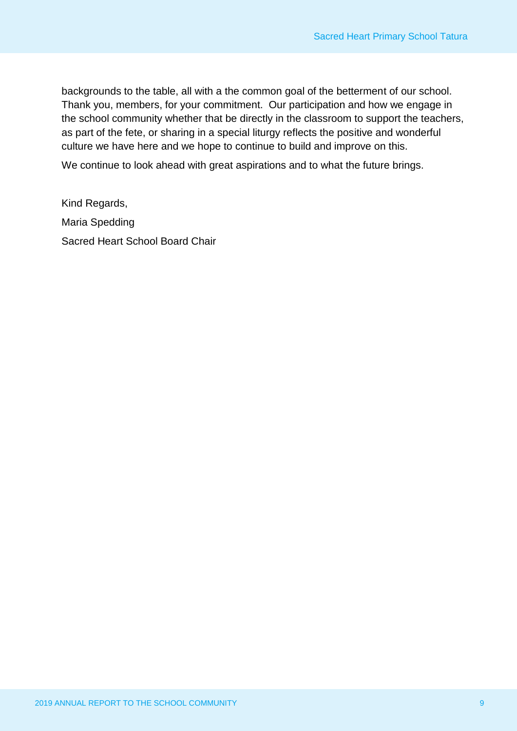backgrounds to the table, all with a the common goal of the betterment of our school. Thank you, members, for your commitment.  Our participation and how we engage in the school community whether that be directly in the classroom to support the teachers, as part of the fete, or sharing in a special liturgy reflects the positive and wonderful culture we have here and we hope to continue to build and improve on this.

We continue to look ahead with great aspirations and to what the future brings.

Kind Regards,

Maria Spedding

Sacred Heart School Board Chair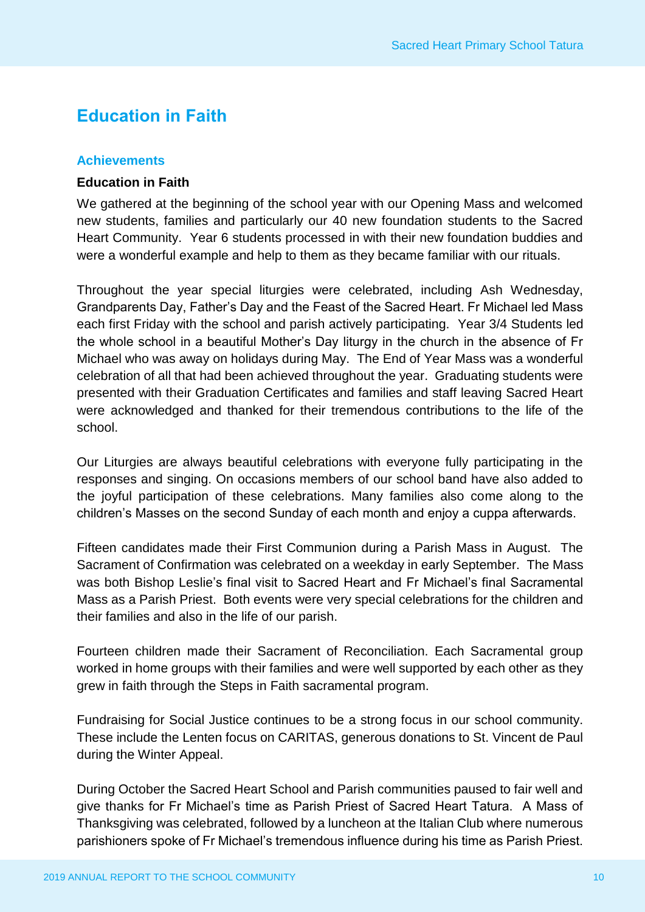# Education in Faith

## Achievements

### Education in Faith

We gathered at the beginning of the school year with our Opening Mass and welcomed new students, families and particularly our 40 new foundation students to the Sacred Heart Community. Year 6 students processed in with their new foundation buddies and were a wonderful example and help to them as they became familiar with our rituals.

Throughout the year special liturgies were celebrated, including Ash Wednesday, Grandparents Day, Father's Day and the Feast of the Sacred Heart. Fr Michael led Mass each first Friday with the school and parish actively participating. Year 3/4 Students led the whole school in a beautiful Mother's Day liturgy in the church in the absence of Fr Michael who was away on holidays during May. The End of Year Mass was a wonderful celebration of all that had been achieved throughout the year. Graduating students were presented with their Graduation Certificates and families and staff leaving Sacred Heart were acknowledged and thanked for their tremendous contributions to the life of the school.

Our Liturgies are always beautiful celebrations with everyone fully participating in the responses and singing. On occasions members of our school band have also added to the joyful participation of these celebrations. Many families also come along to the children's Masses on the second Sunday of each month and enjoy a cuppa afterwards.

Fifteen candidates made their First Communion during a Parish Mass in August. The Sacrament of Confirmation was celebrated on a weekday in early September. The Mass was both Bishop Leslie's final visit to Sacred Heart and Fr Michael's final Sacramental Mass as a Parish Priest. Both events were very special celebrations for the children and their families and also in the life of our parish.

Fourteen children made their Sacrament of Reconciliation. Each Sacramental group worked in home groups with their families and were well supported by each other as they grew in faith through the Steps in Faith sacramental program.

Fundraising for Social Justice continues to be a strong focus in our school community. These include the Lenten focus on CARITAS, generous donations to St. Vincent de Paul during the Winter Appeal.

During October the Sacred Heart School and Parish communities paused to fair well and give thanks for Fr Michael's time as Parish Priest of Sacred Heart Tatura. A Mass of Thanksgiving was celebrated, followed by a luncheon at the Italian Club where numerous parishioners spoke of Fr Michael's tremendous influence during his time as Parish Priest.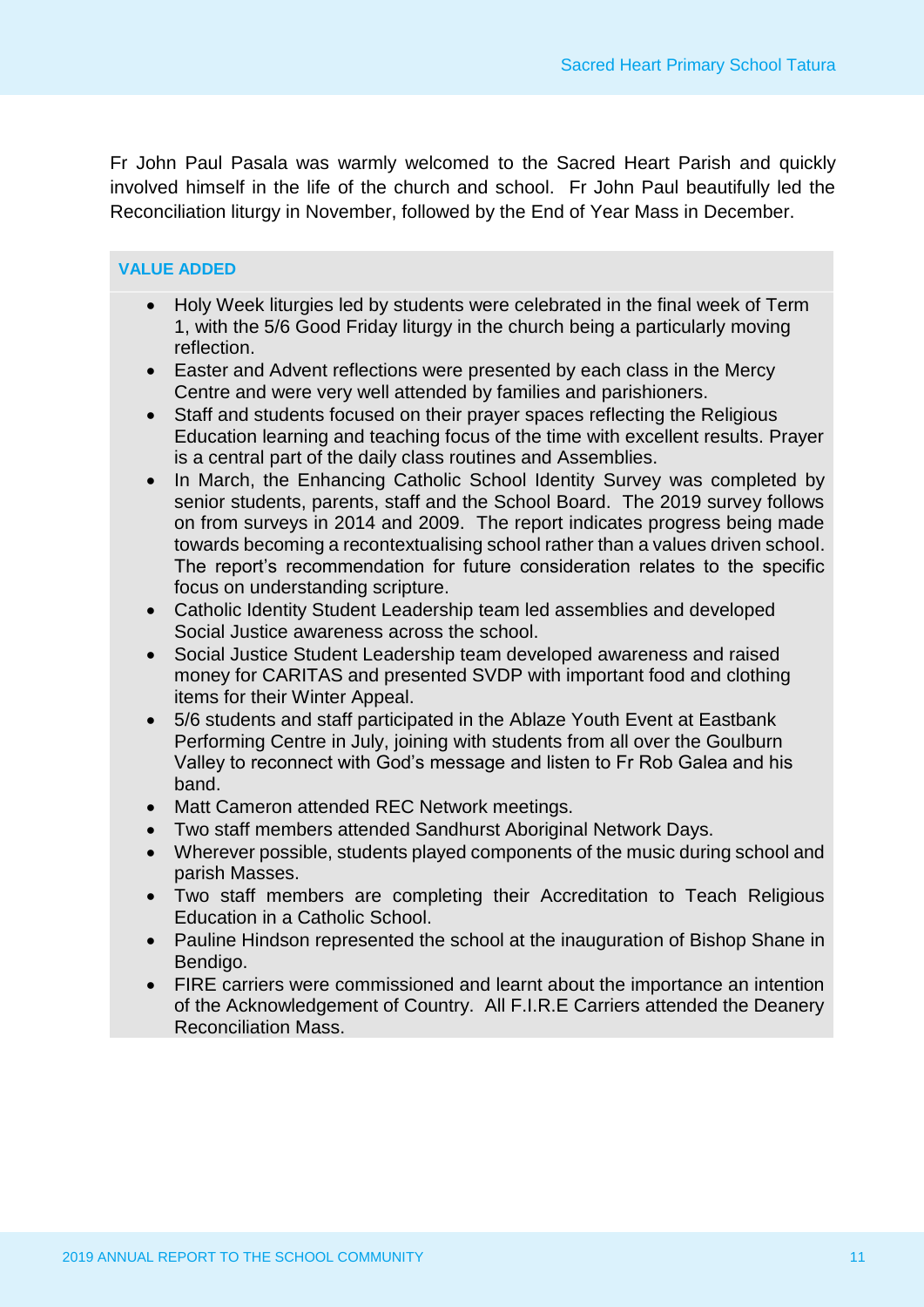Fr John Paul Pasala was warmly welcomed to the Sacred Heart Parish and quickly involved himself in the life of the church and school. Fr John Paul beautifully led the Reconciliation liturgy in November, followed by the End of Year Mass in December.

**VALUE ADDED**

- Holy Week liturgies led by students were celebrated in the final week of Term 1, with the 5/6 Good Friday liturgy in the church being a particularly moving reflection.
- Easter and Advent reflections were presented by each class in the Mercy Centre and were very well attended by families and parishioners.
- Staff and students focused on their prayer spaces reflecting the Religious Education learning and teaching focus of the time with excellent results. Prayer is a central part of the daily class routines and Assemblies.
- In March, the Enhancing Catholic School Identity Survey was completed by senior students, parents, staff and the School Board. The 2019 survey follows on from surveys in 2014 and 2009. The report indicates progress being made towards becoming a recontextualising school rather than a values driven school. The report's recommendation for future consideration relates to the specific focus on understanding scripture.
- Catholic Identity Student Leadership team led assemblies and developed Social Justice awareness across the school.
- Social Justice Student Leadership team developed awareness and raised money for CARITAS and presented SVDP with important food and clothing items for their Winter Appeal.
- 5/6 students and staff participated in the Ablaze Youth Event at Eastbank Performing Centre in July, joining with students from all over the Goulburn Valley to reconnect with God's message and listen to Fr Rob Galea and his band.
- Matt Cameron attended REC Network meetings.
- Two staff members attended Sandhurst Aboriginal Network Days.
- Wherever possible, students played components of the music during school and parish Masses.
- Two staff members are completing their Accreditation to Teach Religious Education in a Catholic School.
- Pauline Hindson represented the school at the inauguration of Bishop Shane in Bendigo.
- FIRE carriers were commissioned and learnt about the importance an intention of the Acknowledgement of Country. All F.I.R.E Carriers attended the Deanery Reconciliation Mass.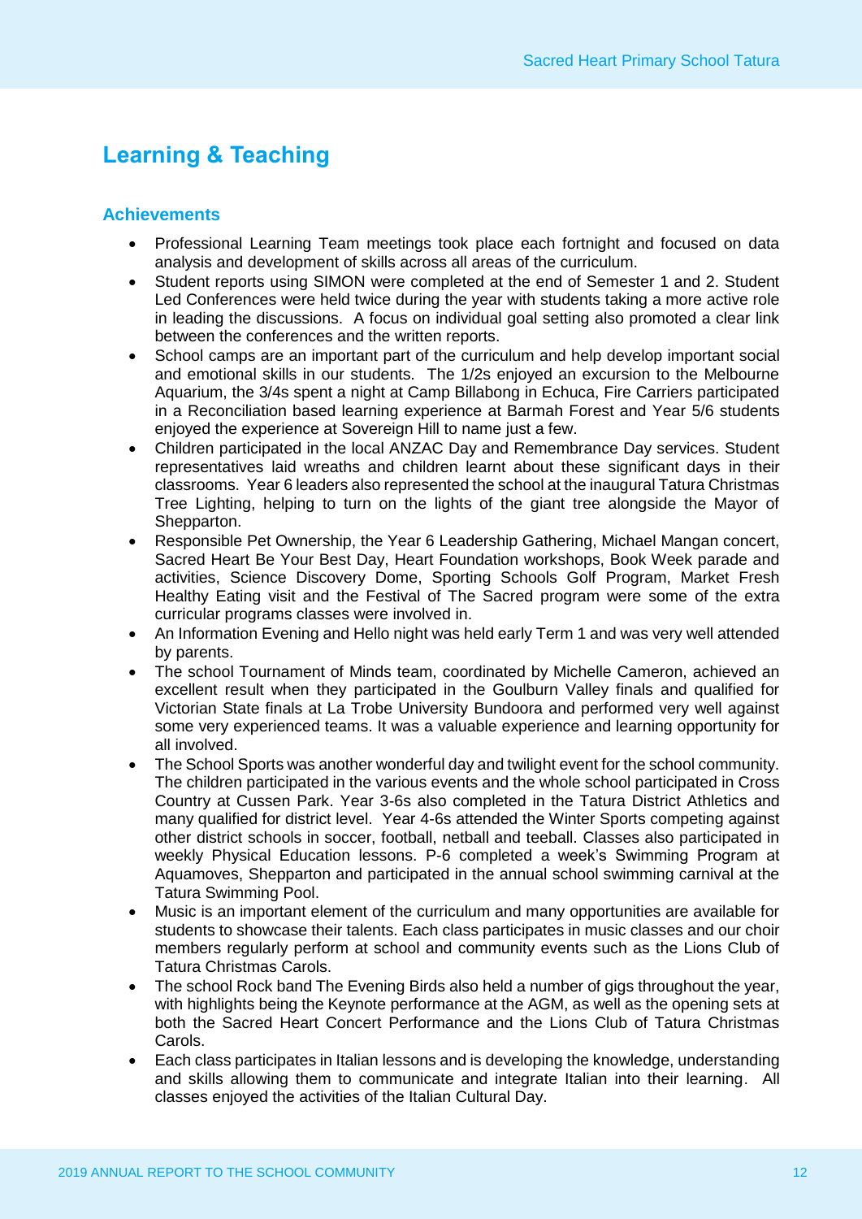## Learning & Teaching

### Achievements

- Professional Learning Team meetings took place each fortnight and focused on data analysis and development of skills across all areas of the curriculum.
- Student reports using SIMON were completed at the end of Semester 1 and 2. Student Led Conferences were held twice during the year with students taking a more active role in leading the discussions. A focus on individual goal setting also promoted a clear link between the conferences and the written reports.
- School camps are an important part of the curriculum and help develop important social and emotional skills in our students. The 1/2s enjoyed an excursion to the Melbourne Aquarium, the 3/4s spent a night at Camp Billabong in Echuca, Fire Carriers participated in a Reconciliation based learning experience at Barmah Forest and Year 5/6 students enjoyed the experience at Sovereign Hill to name just a few.
- Children participated in the local ANZAC Day and Remembrance Day services. Student representatives laid wreaths and children learnt about these significant days in their classrooms. Year 6 leaders also represented the school at the inaugural Tatura Christmas Tree Lighting, helping to turn on the lights of the giant tree alongside the Mayor of Shepparton.
- Responsible Pet Ownership, the Year 6 Leadership Gathering, Michael Mangan concert, Sacred Heart Be Your Best Day, Heart Foundation workshops, Book Week parade and activities, Science Discovery Dome, Sporting Schools Golf Program, Market Fresh Healthy Eating visit and the Festival of The Sacred program were some of the extra curricular programs classes were involved in.
- An Information Evening and Hello night was held early Term 1 and was very well attended by parents.
- The school Tournament of Minds team, coordinated by Michelle Cameron, achieved an excellent result when they participated in the Goulburn Valley finals and qualified for Victorian State finals at La Trobe University Bundoora and performed very well against some very experienced teams. It was a valuable experience and learning opportunity for all involved.
- The School Sports was another wonderful day and twilight event for the school community. The children participated in the various events and the whole school participated in Cross Country at Cussen Park. Year 3-6s also completed in the Tatura District Athletics and many qualified for district level. Year 4-6s attended the Winter Sports competing against other district schools in soccer, football, netball and teeball. Classes also participated in weekly Physical Education lessons. P-6 completed a week's Swimming Program at Aquamoves, Shepparton and participated in the annual school swimming carnival at the Tatura Swimming Pool.
- Music is an important element of the curriculum and many opportunities are available for students to showcase their talents. Each class participates in music classes and our choir members regularly perform at school and community events such as the Lions Club of Tatura Christmas Carols.
- The school Rock band The Evening Birds also held a number of gigs throughout the year, with highlights being the Keynote performance at the AGM, as well as the opening sets at both the Sacred Heart Concert Performance and the Lions Club of Tatura Christmas Carols.
- Each class participates in Italian lessons and is developing the knowledge, understanding and skills allowing them to communicate and integrate Italian into their learning. All classes enjoyed the activities of the Italian Cultural Day.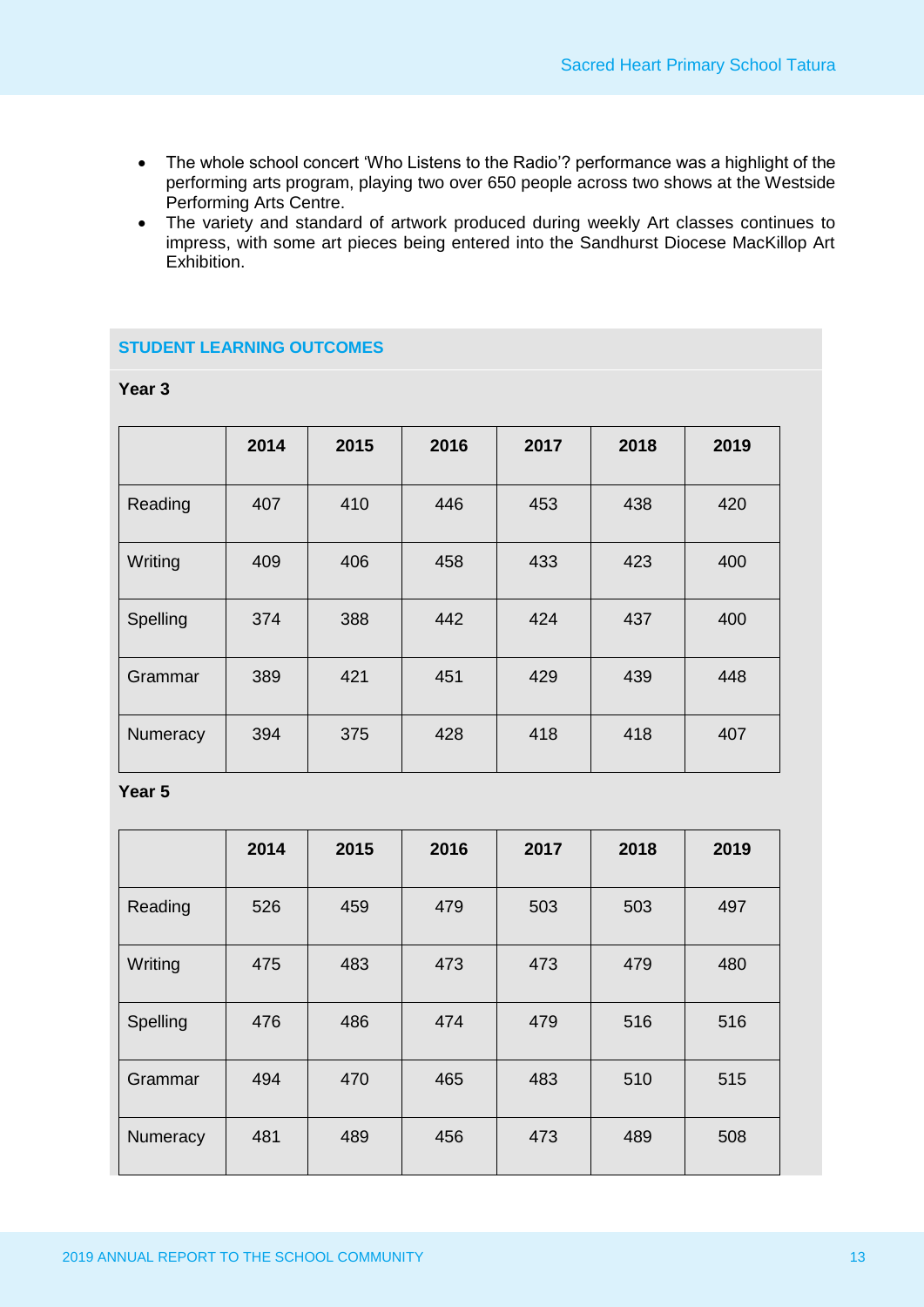- The whole school concert 'Who Listens to the Radio'? performance was a highlight of the performing arts program, playing two over 650 people across two shows at the Westside Performing Arts Centre.
- The variety and standard of artwork produced during weekly Art classes continues to impress, with some art pieces being entered into the Sandhurst Diocese MacKillop Art Exhibition.

## STUDENT LEARNING OUTCOMES

**Year 3**

| | 2014 | 2015 | 2016 | 2017 | 2018 | 2019 |
|---|---|---|---|---|---|---|
| Reading | 407 | 410 | 446 | 453 | 438 | 420 |
| Writing | 409 | 406 | 458 | 433 | 423 | 400 |
| Spelling | 374 | 388 | 442 | 424 | 437 | 400 |
| Grammar | 389 | 421 | 451 | 429 | 439 | 448 |
| Numeracy | 394 | 375 | 428 | 418 | 418 | 407 |

**Year 5**

| | 2014 | 2015 | 2016 | 2017 | 2018 | 2019 |
|---|---|---|---|---|---|---|
| Reading | 526 | 459 | 479 | 503 | 503 | 497 |
| Writing | 475 | 483 | 473 | 473 | 479 | 480 |
| Spelling | 476 | 486 | 474 | 479 | 516 | 516 |
| Grammar | 494 | 470 | 465 | 483 | 510 | 515 |
| Numeracy | 481 | 489 | 456 | 473 | 489 | 508 |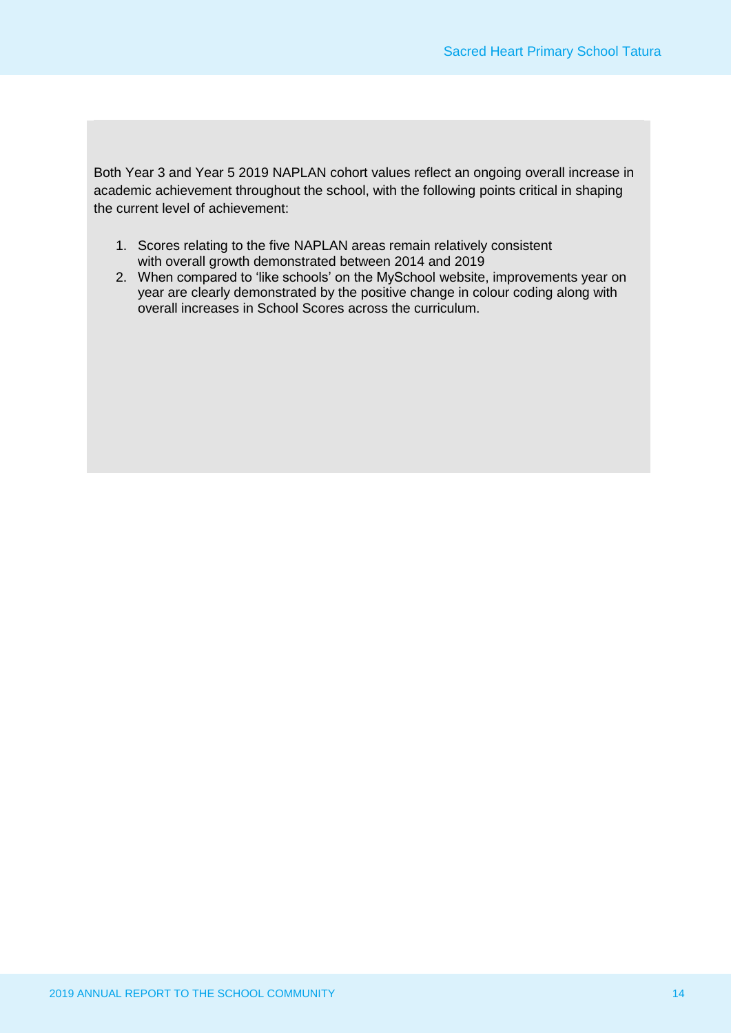Both Year 3 and Year 5 2019 NAPLAN cohort values reflect an ongoing overall increase in academic achievement throughout the school, with the following points critical in shaping the current level of achievement:

1. Scores relating to the five NAPLAN areas remain relatively consistent with overall growth demonstrated between 2014 and 2019
2. When compared to 'like schools' on the MySchool website, improvements year on year are clearly demonstrated by the positive change in colour coding along with overall increases in School Scores across the curriculum.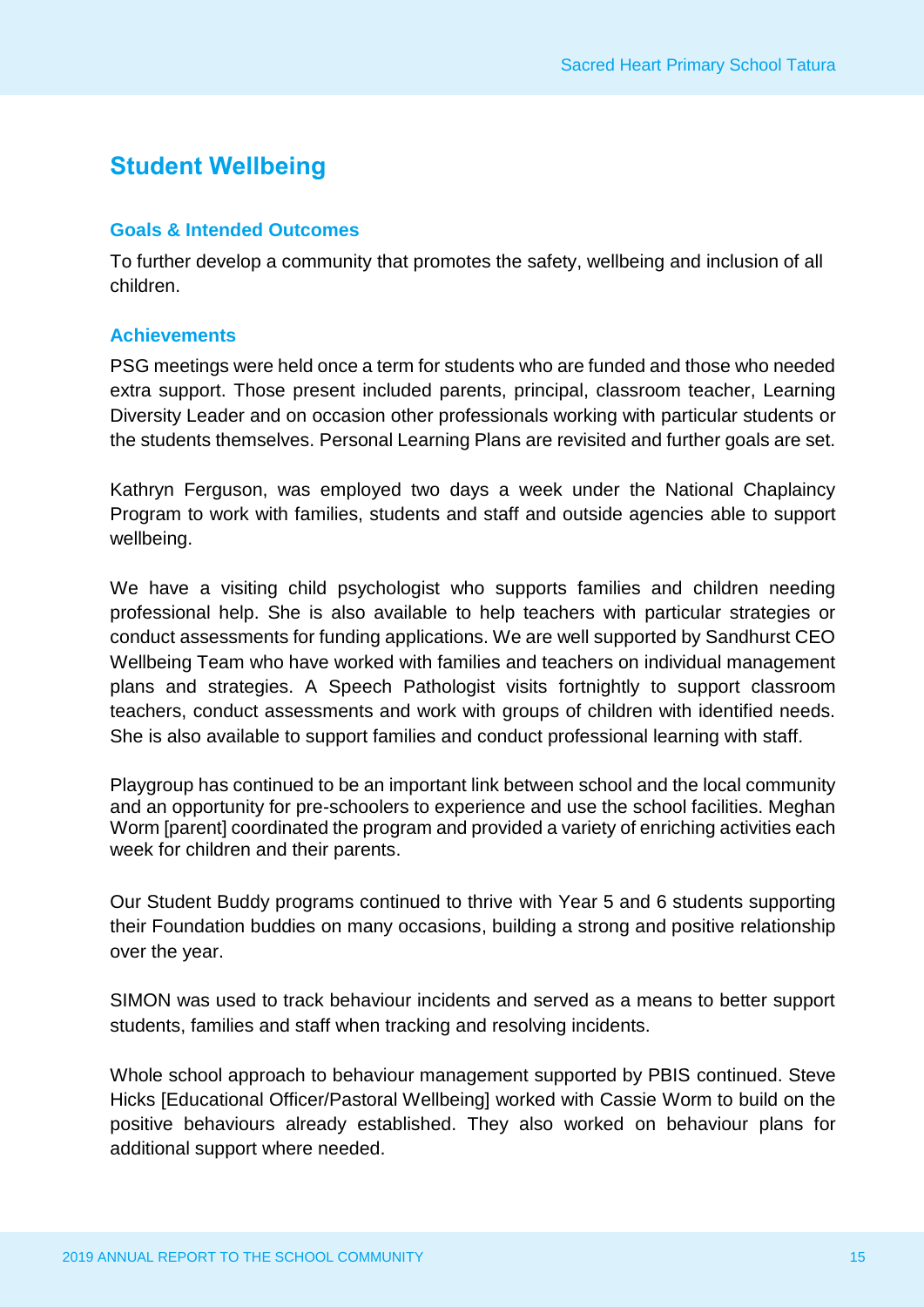## Student Wellbeing

### Goals & Intended Outcomes

To further develop a community that promotes the safety, wellbeing and inclusion of all children.

### Achievements

PSG meetings were held once a term for students who are funded and those who needed extra support. Those present included parents, principal, classroom teacher, Learning Diversity Leader and on occasion other professionals working with particular students or the students themselves. Personal Learning Plans are revisited and further goals are set.

Kathryn Ferguson, was employed two days a week under the National Chaplaincy Program to work with families, students and staff and outside agencies able to support wellbeing.

We have a visiting child psychologist who supports families and children needing professional help. She is also available to help teachers with particular strategies or conduct assessments for funding applications. We are well supported by Sandhurst CEO Wellbeing Team who have worked with families and teachers on individual management plans and strategies. A Speech Pathologist visits fortnightly to support classroom teachers, conduct assessments and work with groups of children with identified needs. She is also available to support families and conduct professional learning with staff.

Playgroup has continued to be an important link between school and the local community and an opportunity for pre-schoolers to experience and use the school facilities. Meghan Worm [parent] coordinated the program and provided a variety of enriching activities each week for children and their parents.

Our Student Buddy programs continued to thrive with Year 5 and 6 students supporting their Foundation buddies on many occasions, building a strong and positive relationship over the year.

SIMON was used to track behaviour incidents and served as a means to better support students, families and staff when tracking and resolving incidents.

Whole school approach to behaviour management supported by PBIS continued. Steve Hicks [Educational Officer/Pastoral Wellbeing] worked with Cassie Worm to build on the positive behaviours already established. They also worked on behaviour plans for additional support where needed.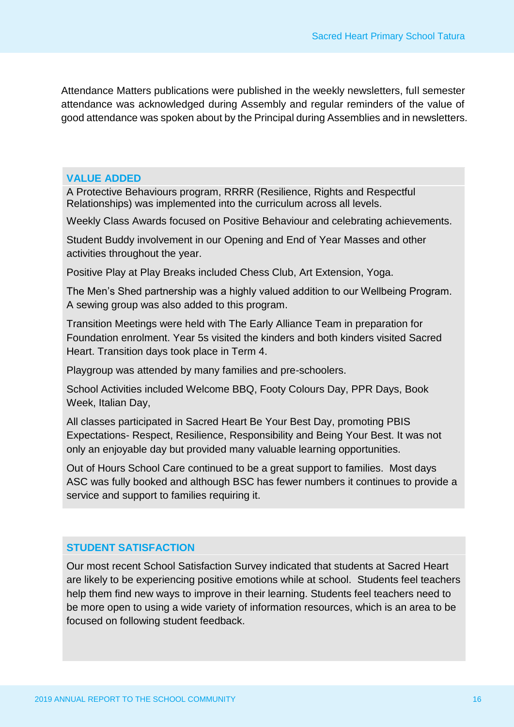Attendance Matters publications were published in the weekly newsletters, full semester attendance was acknowledged during Assembly and regular reminders of the value of good attendance was spoken about by the Principal during Assemblies and in newsletters.

## VALUE ADDED

A Protective Behaviours program, RRRR (Resilience, Rights and Respectful Relationships) was implemented into the curriculum across all levels.

Weekly Class Awards focused on Positive Behaviour and celebrating achievements.

Student Buddy involvement in our Opening and End of Year Masses and other activities throughout the year.

Positive Play at Play Breaks included Chess Club, Art Extension, Yoga.

The Men's Shed partnership was a highly valued addition to our Wellbeing Program. A sewing group was also added to this program.

Transition Meetings were held with The Early Alliance Team in preparation for Foundation enrolment. Year 5s visited the kinders and both kinders visited Sacred Heart. Transition days took place in Term 4.

Playgroup was attended by many families and pre-schoolers.

School Activities included Welcome BBQ, Footy Colours Day, PPR Days, Book Week, Italian Day,

All classes participated in Sacred Heart Be Your Best Day, promoting PBIS Expectations- Respect, Resilience, Responsibility and Being Your Best. It was not only an enjoyable day but provided many valuable learning opportunities.

Out of Hours School Care continued to be a great support to families. Most days ASC was fully booked and although BSC has fewer numbers it continues to provide a service and support to families requiring it.

## STUDENT SATISFACTION

Our most recent School Satisfaction Survey indicated that students at Sacred Heart are likely to be experiencing positive emotions while at school. Students feel teachers help them find new ways to improve in their learning. Students feel teachers need to be more open to using a wide variety of information resources, which is an area to be focused on following student feedback.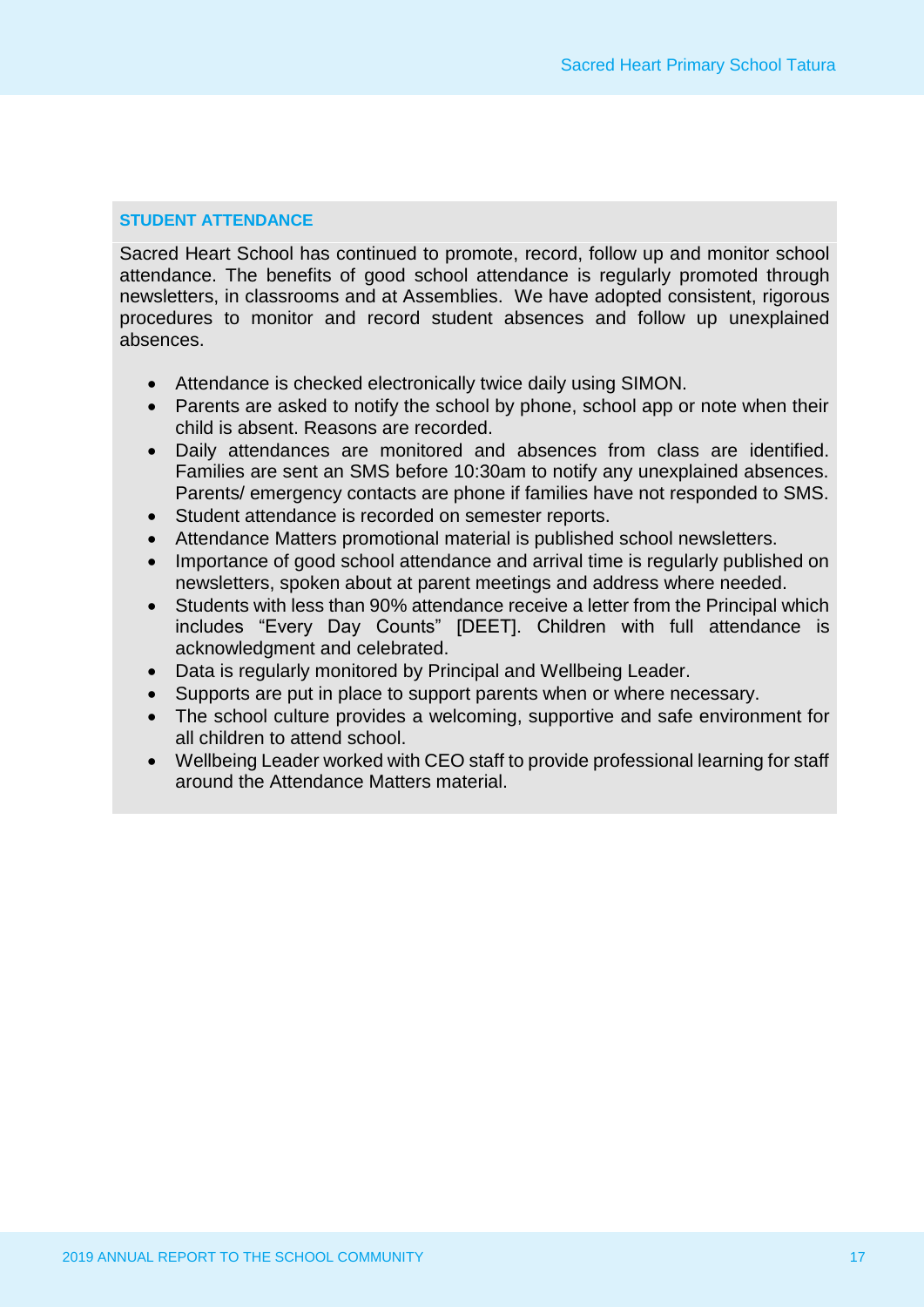## STUDENT ATTENDANCE

Sacred Heart School has continued to promote, record, follow up and monitor school attendance. The benefits of good school attendance is regularly promoted through newsletters, in classrooms and at Assemblies. We have adopted consistent, rigorous procedures to monitor and record student absences and follow up unexplained absences.

- Attendance is checked electronically twice daily using SIMON.
- Parents are asked to notify the school by phone, school app or note when their child is absent. Reasons are recorded.
- Daily attendances are monitored and absences from class are identified. Families are sent an SMS before 10:30am to notify any unexplained absences. Parents/ emergency contacts are phone if families have not responded to SMS.
- Student attendance is recorded on semester reports.
- Attendance Matters promotional material is published school newsletters.
- Importance of good school attendance and arrival time is regularly published on newsletters, spoken about at parent meetings and address where needed.
- Students with less than 90% attendance receive a letter from the Principal which includes “Every Day Counts” [DEET]. Children with full attendance is acknowledgment and celebrated.
- Data is regularly monitored by Principal and Wellbeing Leader.
- Supports are put in place to support parents when or where necessary.
- The school culture provides a welcoming, supportive and safe environment for all children to attend school.
- Wellbeing Leader worked with CEO staff to provide professional learning for staff around the Attendance Matters material.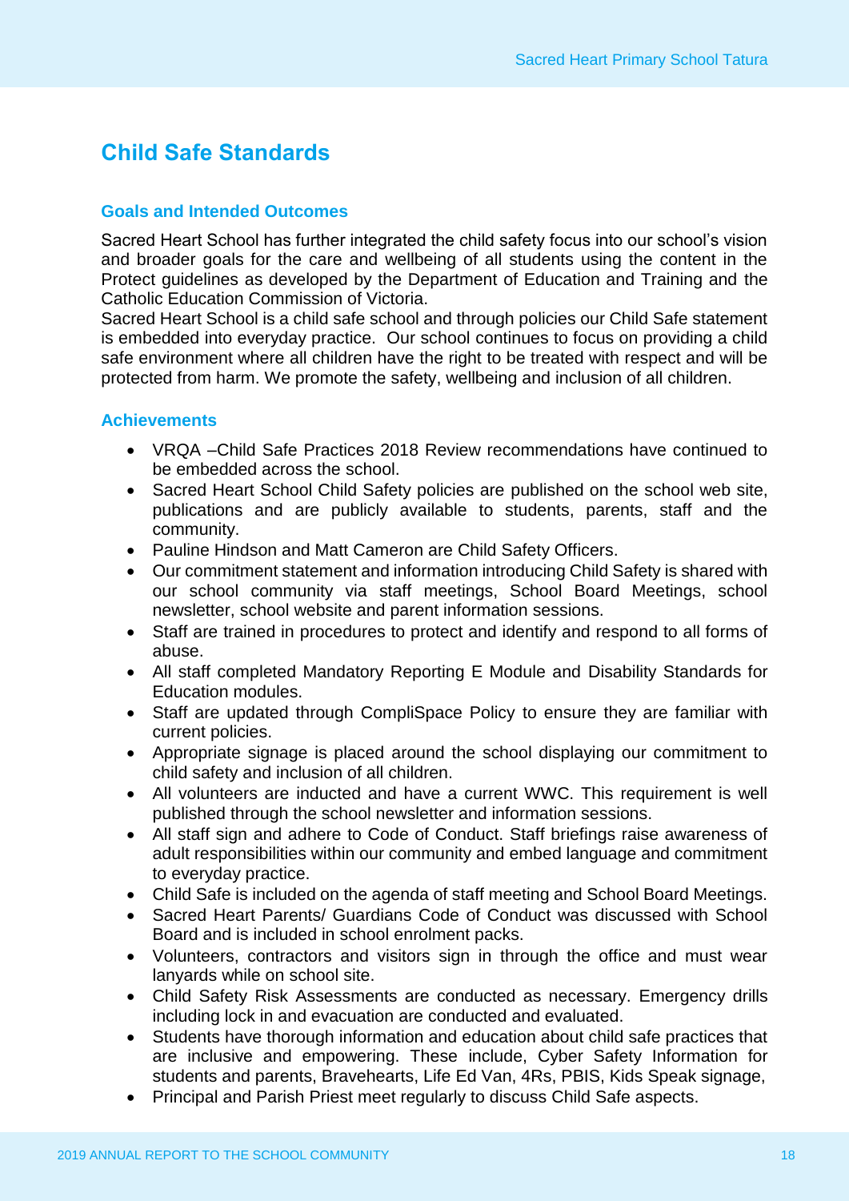## Child Safe Standards

### Goals and Intended Outcomes

Sacred Heart School has further integrated the child safety focus into our school's vision and broader goals for the care and wellbeing of all students using the content in the Protect guidelines as developed by the Department of Education and Training and the Catholic Education Commission of Victoria.
Sacred Heart School is a child safe school and through policies our Child Safe statement is embedded into everyday practice. Our school continues to focus on providing a child safe environment where all children have the right to be treated with respect and will be protected from harm. We promote the safety, wellbeing and inclusion of all children.

### Achievements

- VRQA –Child Safe Practices 2018 Review recommendations have continued to be embedded across the school.
- Sacred Heart School Child Safety policies are published on the school web site, publications and are publicly available to students, parents, staff and the community.
- Pauline Hindson and Matt Cameron are Child Safety Officers.
- Our commitment statement and information introducing Child Safety is shared with our school community via staff meetings, School Board Meetings, school newsletter, school website and parent information sessions.
- Staff are trained in procedures to protect and identify and respond to all forms of abuse.
- All staff completed Mandatory Reporting E Module and Disability Standards for Education modules.
- Staff are updated through CompliSpace Policy to ensure they are familiar with current policies.
- Appropriate signage is placed around the school displaying our commitment to child safety and inclusion of all children.
- All volunteers are inducted and have a current WWC. This requirement is well published through the school newsletter and information sessions.
- All staff sign and adhere to Code of Conduct. Staff briefings raise awareness of adult responsibilities within our community and embed language and commitment to everyday practice.
- Child Safe is included on the agenda of staff meeting and School Board Meetings.
- Sacred Heart Parents/ Guardians Code of Conduct was discussed with School Board and is included in school enrolment packs.
- Volunteers, contractors and visitors sign in through the office and must wear lanyards while on school site.
- Child Safety Risk Assessments are conducted as necessary. Emergency drills including lock in and evacuation are conducted and evaluated.
- Students have thorough information and education about child safe practices that are inclusive and empowering. These include, Cyber Safety Information for students and parents, Bravehearts, Life Ed Van, 4Rs, PBIS, Kids Speak signage,
- Principal and Parish Priest meet regularly to discuss Child Safe aspects.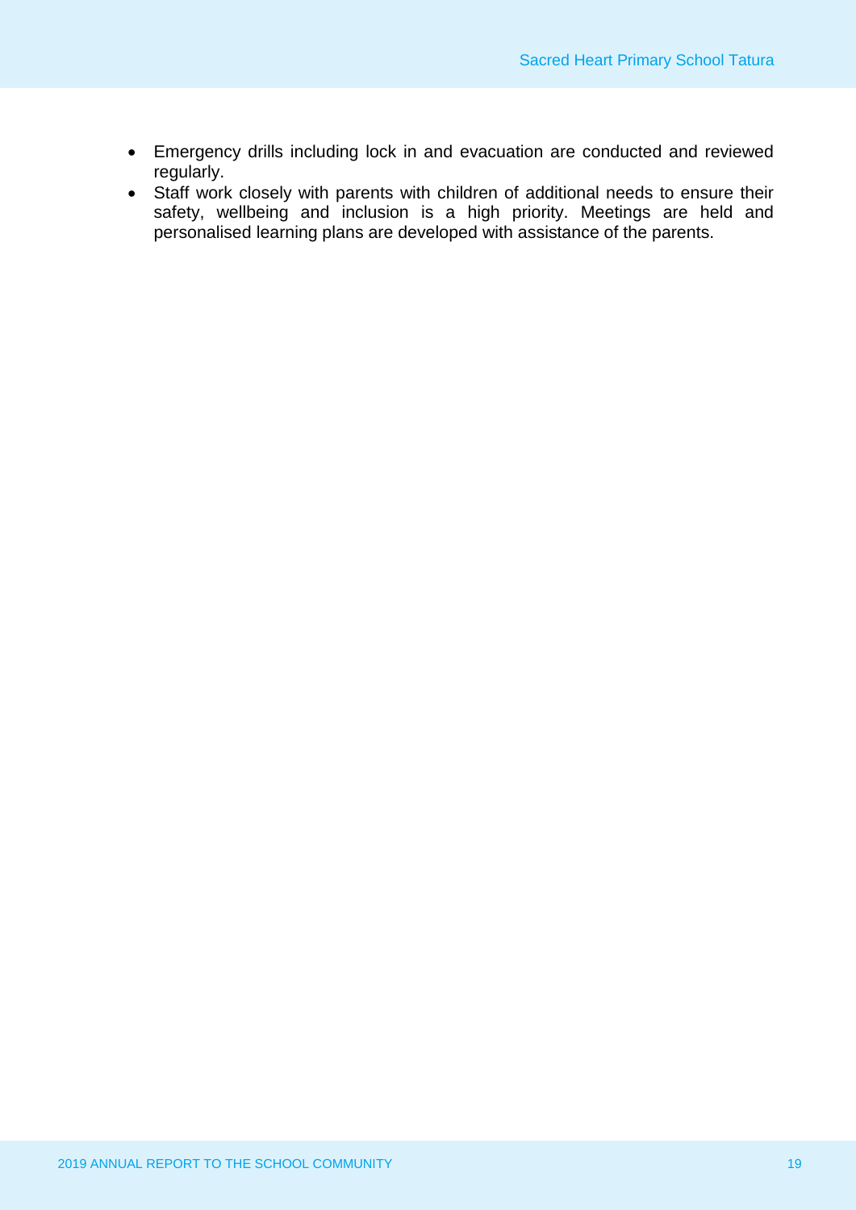- Emergency drills including lock in and evacuation are conducted and reviewed regularly.
- Staff work closely with parents with children of additional needs to ensure their safety, wellbeing and inclusion is a high priority. Meetings are held and personalised learning plans are developed with assistance of the parents.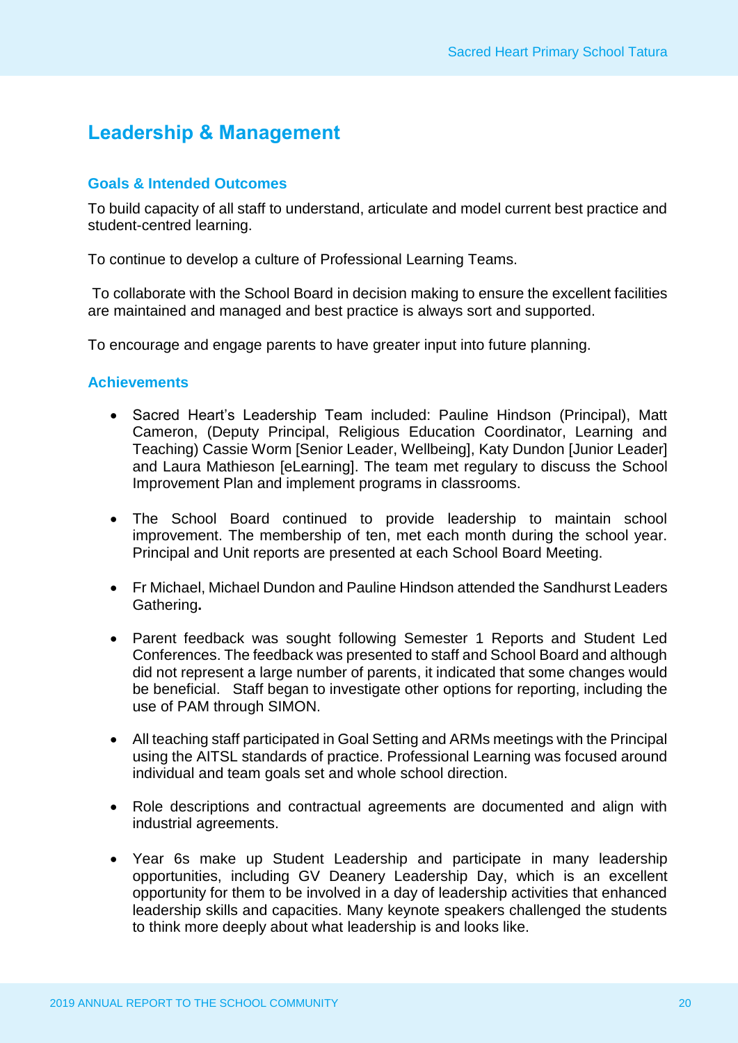## Leadership & Management

### Goals & Intended Outcomes

To build capacity of all staff to understand, articulate and model current best practice and student-centred learning.

To continue to develop a culture of Professional Learning Teams.

To collaborate with the School Board in decision making to ensure the excellent facilities are maintained and managed and best practice is always sort and supported.

To encourage and engage parents to have greater input into future planning.

### Achievements

- Sacred Heart's Leadership Team included: Pauline Hindson (Principal), Matt Cameron, (Deputy Principal, Religious Education Coordinator, Learning and Teaching) Cassie Worm [Senior Leader, Wellbeing], Katy Dundon [Junior Leader] and Laura Mathieson [eLearning]. The team met regulary to discuss the School Improvement Plan and implement programs in classrooms.

- The School Board continued to provide leadership to maintain school improvement. The membership of ten, met each month during the school year. Principal and Unit reports are presented at each School Board Meeting.

- Fr Michael, Michael Dundon and Pauline Hindson attended the Sandhurst Leaders Gathering**.**

- Parent feedback was sought following Semester 1 Reports and Student Led Conferences. The feedback was presented to staff and School Board and although did not represent a large number of parents, it indicated that some changes would be beneficial. Staff began to investigate other options for reporting, including the use of PAM through SIMON.

- All teaching staff participated in Goal Setting and ARMs meetings with the Principal using the AITSL standards of practice. Professional Learning was focused around individual and team goals set and whole school direction.

- Role descriptions and contractual agreements are documented and align with industrial agreements.

- Year 6s make up Student Leadership and participate in many leadership opportunities, including GV Deanery Leadership Day, which is an excellent opportunity for them to be involved in a day of leadership activities that enhanced leadership skills and capacities. Many keynote speakers challenged the students to think more deeply about what leadership is and looks like.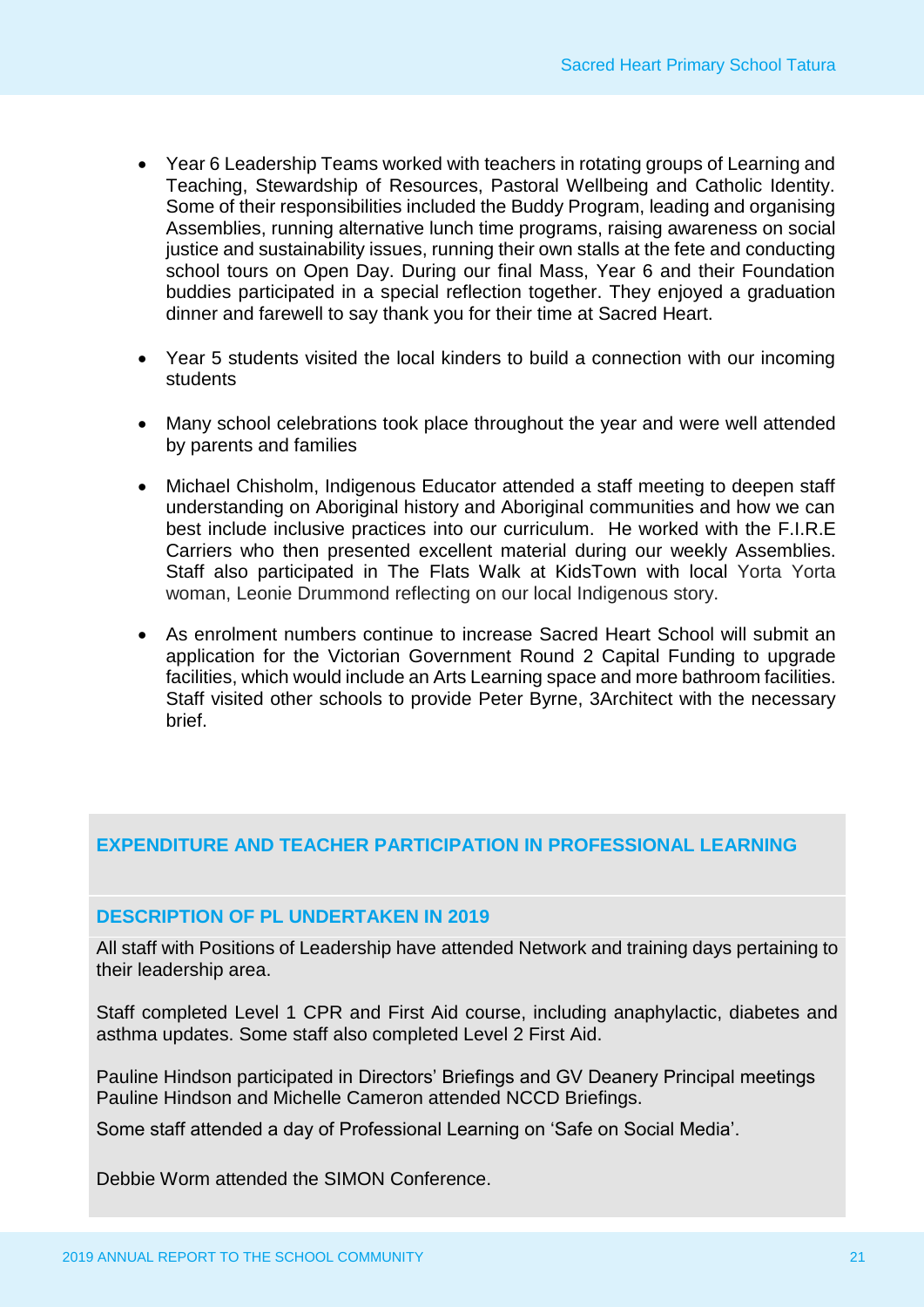- Year 6 Leadership Teams worked with teachers in rotating groups of Learning and Teaching, Stewardship of Resources, Pastoral Wellbeing and Catholic Identity. Some of their responsibilities included the Buddy Program, leading and organising Assemblies, running alternative lunch time programs, raising awareness on social justice and sustainability issues, running their own stalls at the fete and conducting school tours on Open Day. During our final Mass, Year 6 and their Foundation buddies participated in a special reflection together. They enjoyed a graduation dinner and farewell to say thank you for their time at Sacred Heart.

- Year 5 students visited the local kinders to build a connection with our incoming students

- Many school celebrations took place throughout the year and were well attended by parents and families

- Michael Chisholm, Indigenous Educator attended a staff meeting to deepen staff understanding on Aboriginal history and Aboriginal communities and how we can best include inclusive practices into our curriculum. He worked with the F.I.R.E Carriers who then presented excellent material during our weekly Assemblies. Staff also participated in The Flats Walk at KidsTown with local Yorta Yorta woman, Leonie Drummond reflecting on our local Indigenous story.

- As enrolment numbers continue to increase Sacred Heart School will submit an application for the Victorian Government Round 2 Capital Funding to upgrade facilities, which would include an Arts Learning space and more bathroom facilities. Staff visited other schools to provide Peter Byrne, 3Architect with the necessary brief.

## EXPENDITURE AND TEACHER PARTICIPATION IN PROFESSIONAL LEARNING

### DESCRIPTION OF PL UNDERTAKEN IN 2019

All staff with Positions of Leadership have attended Network and training days pertaining to their leadership area.

Staff completed Level 1 CPR and First Aid course, including anaphylactic, diabetes and asthma updates. Some staff also completed Level 2 First Aid.

Pauline Hindson participated in Directors' Briefings and GV Deanery Principal meetings
Pauline Hindson and Michelle Cameron attended NCCD Briefings.

Some staff attended a day of Professional Learning on 'Safe on Social Media'.

Debbie Worm attended the SIMON Conference.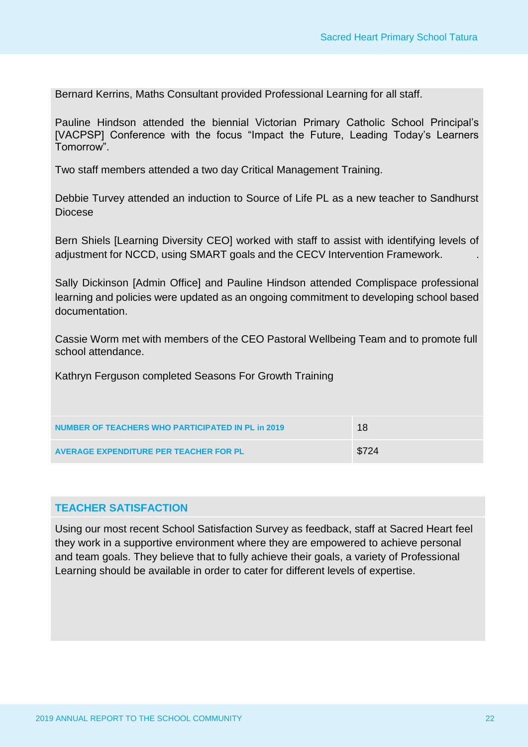Bernard Kerrins, Maths Consultant provided Professional Learning for all staff.

Pauline Hindson attended the biennial Victorian Primary Catholic School Principal's [VACPSP] Conference with the focus "Impact the Future, Leading Today's Learners Tomorrow".

Two staff members attended a two day Critical Management Training.

Debbie Turvey attended an induction to Source of Life PL as a new teacher to Sandhurst Diocese

Bern Shiels [Learning Diversity CEO] worked with staff to assist with identifying levels of adjustment for NCCD, using SMART goals and the CECV Intervention Framework.

Sally Dickinson [Admin Office] and Pauline Hindson attended Complispace professional learning and policies were updated as an ongoing commitment to developing school based documentation.

Cassie Worm met with members of the CEO Pastoral Wellbeing Team and to promote full school attendance.

Kathryn Ferguson completed Seasons For Growth Training

| | |
|---|---|
| **NUMBER OF TEACHERS WHO PARTICIPATED IN PL in 2019** | 18 |
| **AVERAGE EXPENDITURE PER TEACHER FOR PL** | $724 |

## TEACHER SATISFACTION

Using our most recent School Satisfaction Survey as feedback, staff at Sacred Heart feel they work in a supportive environment where they are empowered to achieve personal and team goals. They believe that to fully achieve their goals, a variety of Professional Learning should be available in order to cater for different levels of expertise.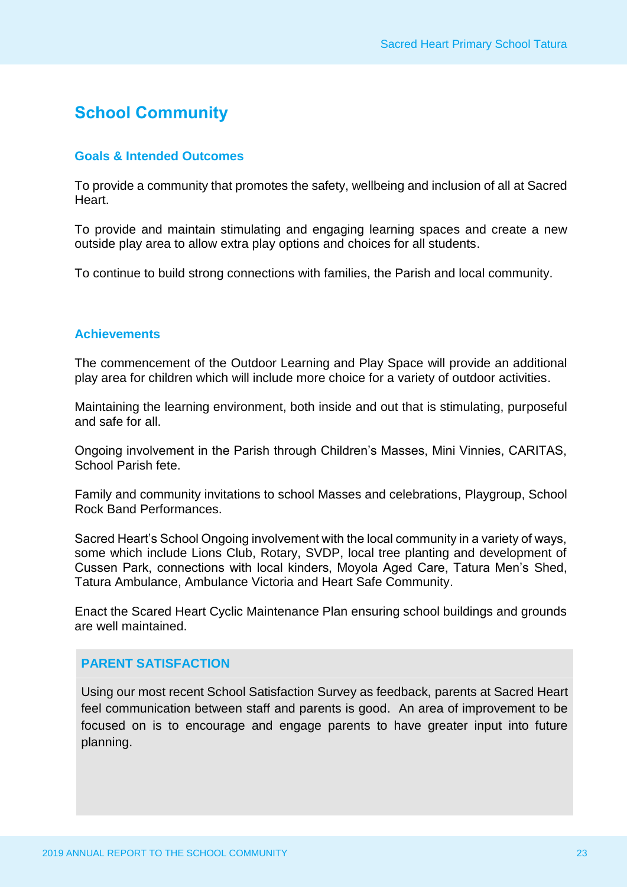## School Community

### Goals & Intended Outcomes

To provide a community that promotes the safety, wellbeing and inclusion of all at Sacred Heart.

To provide and maintain stimulating and engaging learning spaces and create a new outside play area to allow extra play options and choices for all students.

To continue to build strong connections with families, the Parish and local community.

### Achievements

The commencement of the Outdoor Learning and Play Space will provide an additional play area for children which will include more choice for a variety of outdoor activities.

Maintaining the learning environment, both inside and out that is stimulating, purposeful and safe for all.

Ongoing involvement in the Parish through Children's Masses, Mini Vinnies, CARITAS, School Parish fete.

Family and community invitations to school Masses and celebrations, Playgroup, School Rock Band Performances.

Sacred Heart's School Ongoing involvement with the local community in a variety of ways, some which include Lions Club, Rotary, SVDP, local tree planting and development of Cussen Park, connections with local kinders, Moyola Aged Care, Tatura Men's Shed, Tatura Ambulance, Ambulance Victoria and Heart Safe Community.

Enact the Scared Heart Cyclic Maintenance Plan ensuring school buildings and grounds are well maintained.

### PARENT SATISFACTION

Using our most recent School Satisfaction Survey as feedback, parents at Sacred Heart feel communication between staff and parents is good. An area of improvement to be focused on is to encourage and engage parents to have greater input into future planning.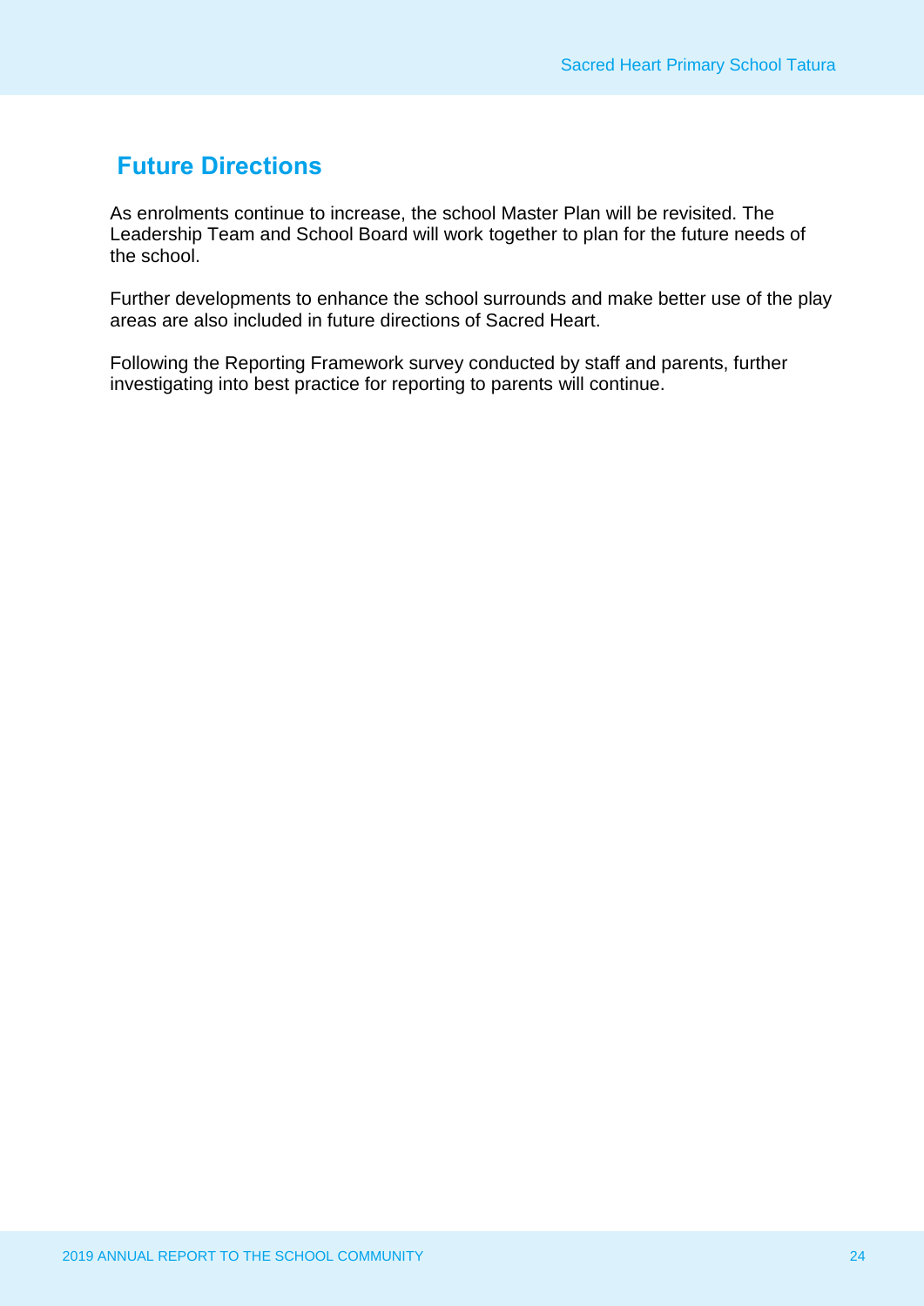## Future Directions

As enrolments continue to increase, the school Master Plan will be revisited. The Leadership Team and School Board will work together to plan for the future needs of the school.

Further developments to enhance the school surrounds and make better use of the play areas are also included in future directions of Sacred Heart.

Following the Reporting Framework survey conducted by staff and parents, further investigating into best practice for reporting to parents will continue.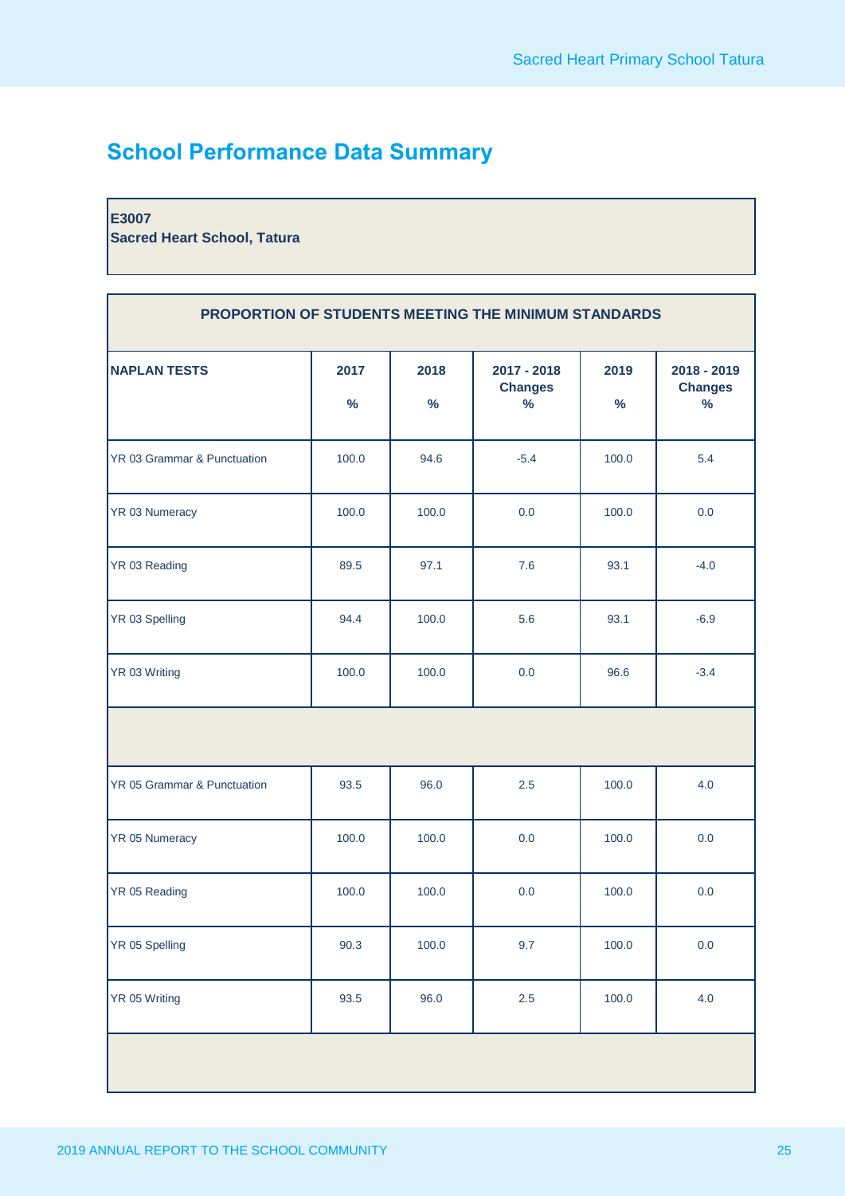# School Performance Data Summary

**E3007**
**Sacred Heart School, Tatura**

| PROPORTION OF STUDENTS MEETING THE MINIMUM STANDARDS | | | | | |
|---|---|---|---|---|---|
| **NAPLAN TESTS** | **2017 %** | **2018 %** | **2017 - 2018 Changes %** | **2019 %** | **2018 - 2019 Changes %** |
| YR 03 Grammar & Punctuation | 100.0 | 94.6 | -5.4 | 100.0 | 5.4 |
| YR 03 Numeracy | 100.0 | 100.0 | 0.0 | 100.0 | 0.0 |
| YR 03 Reading | 89.5 | 97.1 | 7.6 | 93.1 | -4.0 |
| YR 03 Spelling | 94.4 | 100.0 | 5.6 | 93.1 | -6.9 |
| YR 03 Writing | 100.0 | 100.0 | 0.0 | 96.6 | -3.4 |
| | | | | | |
| YR 05 Grammar & Punctuation | 93.5 | 96.0 | 2.5 | 100.0 | 4.0 |
| YR 05 Numeracy | 100.0 | 100.0 | 0.0 | 100.0 | 0.0 |
| YR 05 Reading | 100.0 | 100.0 | 0.0 | 100.0 | 0.0 |
| YR 05 Spelling | 90.3 | 100.0 | 9.7 | 100.0 | 0.0 |
| YR 05 Writing | 93.5 | 96.0 | 2.5 | 100.0 | 4.0 |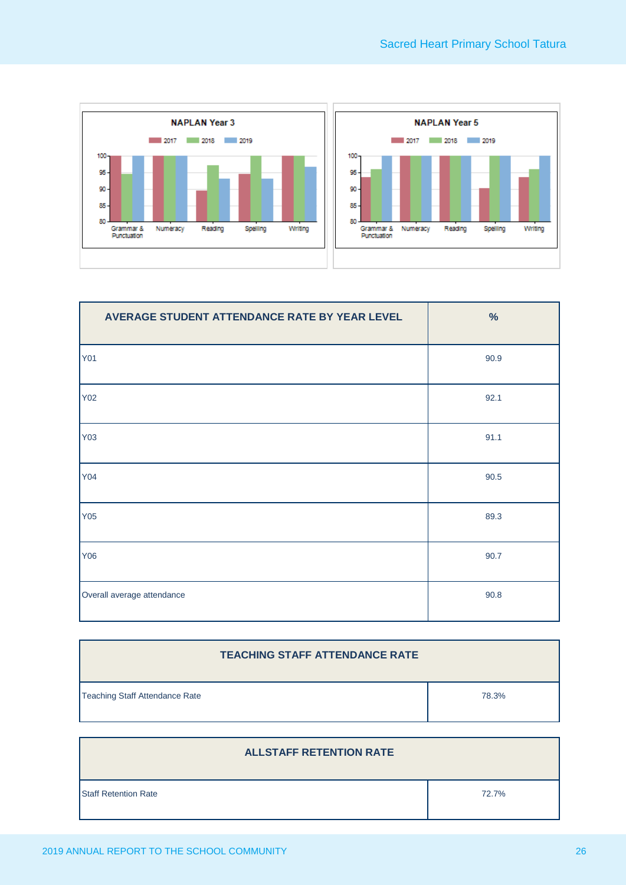**NAPLAN Year 3**

2017 | 2018 | 2019

Grammar & Punctuation | Numeracy | Reading | Spelling | Writing

**NAPLAN Year 5**

2017 | 2018 | 2019

Grammar & Punctuation | Numeracy | Reading | Spelling | Writing

| AVERAGE STUDENT ATTENDANCE RATE BY YEAR LEVEL | % |
|---|---|
| Y01 | 90.9 |
| Y02 | 92.1 |
| Y03 | 91.1 |
| Y04 | 90.5 |
| Y05 | 89.3 |
| Y06 | 90.7 |
| Overall average attendance | 90.8 |

| TEACHING STAFF ATTENDANCE RATE | |
|---|---|
| Teaching Staff Attendance Rate | 78.3% |

| ALLSTAFF RETENTION RATE | |
|---|---|
| Staff Retention Rate | 72.7% |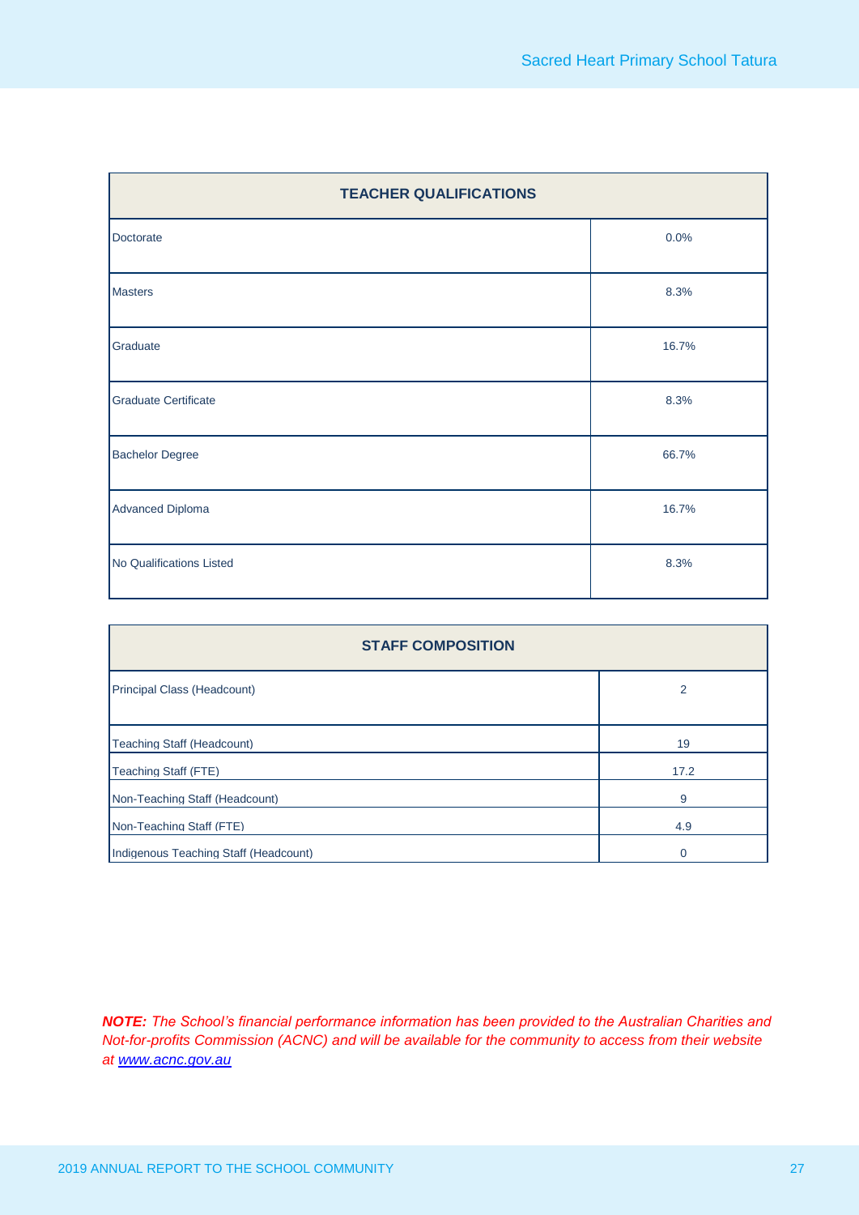| TEACHER QUALIFICATIONS | |
|---|---|
| Doctorate | 0.0% |
| Masters | 8.3% |
| Graduate | 16.7% |
| Graduate Certificate | 8.3% |
| Bachelor Degree | 66.7% |
| Advanced Diploma | 16.7% |
| No Qualifications Listed | 8.3% |

| STAFF COMPOSITION | |
|---|---|
| Principal Class (Headcount) | 2 |
| Teaching Staff (Headcount) | 19 |
| Teaching Staff (FTE) | 17.2 |
| Non-Teaching Staff (Headcount) | 9 |
| Non-Teaching Staff (FTE) | 4.9 |
| Indigenous Teaching Staff (Headcount) | 0 |

***NOTE:*** *The School's financial performance information has been provided to the Australian Charities and Not-for-profits Commission (ACNC) and will be available for the community to access from their website at [www.acnc.gov.au](http://www.acnc.gov.au)*